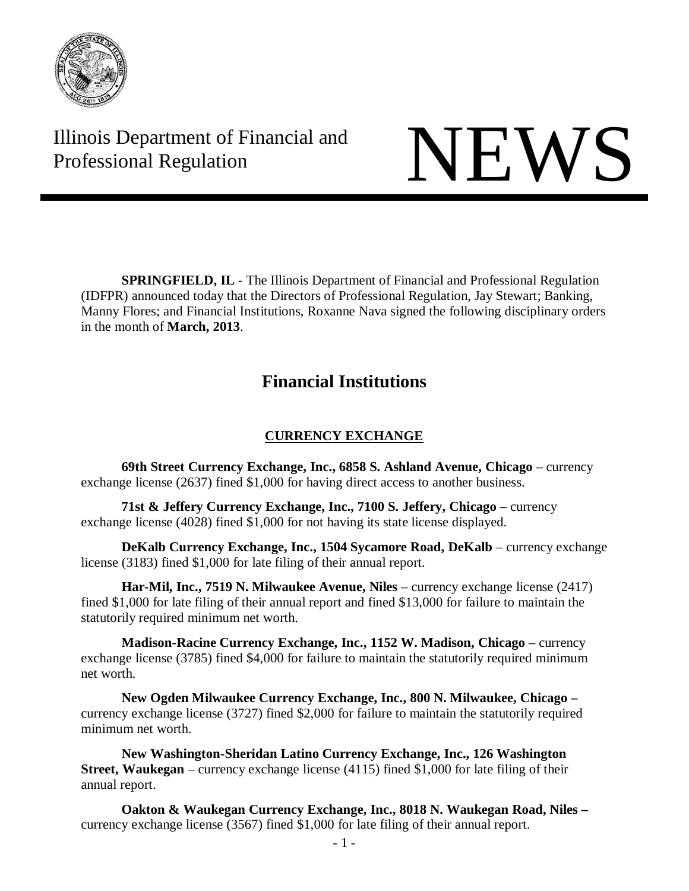Illinois Department of Financial and Professional Regulation

# NEWS

**SPRINGFIELD, IL** - The Illinois Department of Financial and Professional Regulation (IDFPR) announced today that the Directors of Professional Regulation, Jay Stewart; Banking, Manny Flores; and Financial Institutions, Roxanne Nava signed the following disciplinary orders in the month of **March, 2013**.

## Financial Institutions

### CURRENCY EXCHANGE

**69th Street Currency Exchange, Inc., 6858 S. Ashland Avenue, Chicago** – currency exchange license (2637) fined $1,000 for having direct access to another business.

**71st & Jeffery Currency Exchange, Inc., 7100 S. Jeffery, Chicago** – currency exchange license (4028) fined $1,000 for not having its state license displayed.

**DeKalb Currency Exchange, Inc., 1504 Sycamore Road, DeKalb** – currency exchange license (3183) fined $1,000 for late filing of their annual report.

**Har-Mil, Inc., 7519 N. Milwaukee Avenue, Niles** – currency exchange license (2417) fined $1,000 for late filing of their annual report and fined $13,000 for failure to maintain the statutorily required minimum net worth.

**Madison-Racine Currency Exchange, Inc., 1152 W. Madison, Chicago** – currency exchange license (3785) fined $4,000 for failure to maintain the statutorily required minimum net worth.

**New Ogden Milwaukee Currency Exchange, Inc., 800 N. Milwaukee, Chicago –** currency exchange license (3727) fined $2,000 for failure to maintain the statutorily required minimum net worth.

**New Washington-Sheridan Latino Currency Exchange, Inc., 126 Washington Street, Waukegan** – currency exchange license (4115) fined $1,000 for late filing of their annual report.

**Oakton & Waukegan Currency Exchange, Inc., 8018 N. Waukegan Road, Niles –** currency exchange license (3567) fined $1,000 for late filing of their annual report.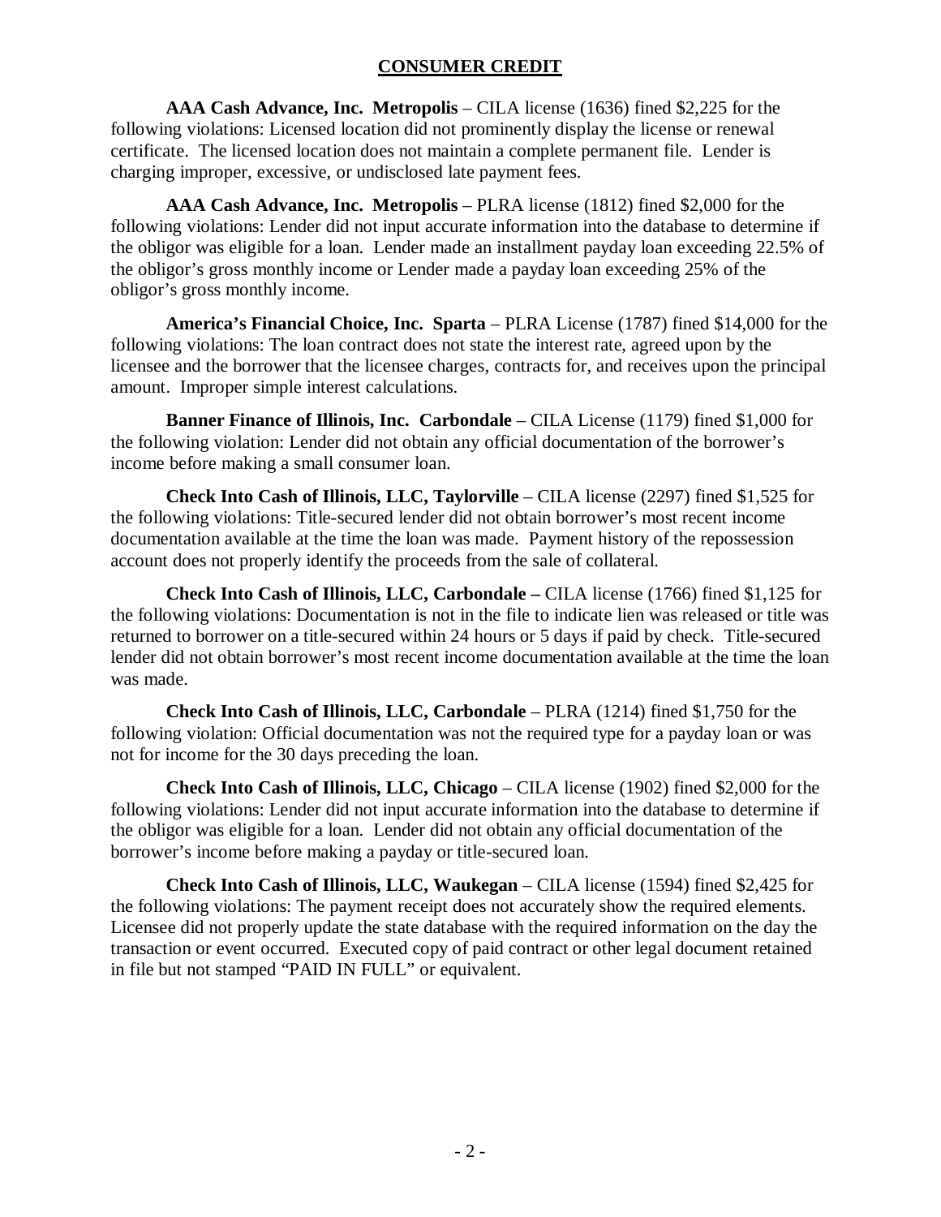## CONSUMER CREDIT

**AAA Cash Advance, Inc. Metropolis** – CILA license (1636) fined $2,225 for the following violations: Licensed location did not prominently display the license or renewal certificate. The licensed location does not maintain a complete permanent file. Lender is charging improper, excessive, or undisclosed late payment fees.

**AAA Cash Advance, Inc. Metropolis** – PLRA license (1812) fined $2,000 for the following violations: Lender did not input accurate information into the database to determine if the obligor was eligible for a loan. Lender made an installment payday loan exceeding 22.5% of the obligor's gross monthly income or Lender made a payday loan exceeding 25% of the obligor's gross monthly income.

**America's Financial Choice, Inc. Sparta** – PLRA License (1787) fined $14,000 for the following violations: The loan contract does not state the interest rate, agreed upon by the licensee and the borrower that the licensee charges, contracts for, and receives upon the principal amount. Improper simple interest calculations.

**Banner Finance of Illinois, Inc. Carbondale** – CILA License (1179) fined $1,000 for the following violation: Lender did not obtain any official documentation of the borrower's income before making a small consumer loan.

**Check Into Cash of Illinois, LLC, Taylorville** – CILA license (2297) fined $1,525 for the following violations: Title-secured lender did not obtain borrower's most recent income documentation available at the time the loan was made. Payment history of the repossession account does not properly identify the proceeds from the sale of collateral.

**Check Into Cash of Illinois, LLC, Carbondale –** CILA license (1766) fined $1,125 for the following violations: Documentation is not in the file to indicate lien was released or title was returned to borrower on a title-secured within 24 hours or 5 days if paid by check. Title-secured lender did not obtain borrower's most recent income documentation available at the time the loan was made.

**Check Into Cash of Illinois, LLC, Carbondale** – PLRA (1214) fined $1,750 for the following violation: Official documentation was not the required type for a payday loan or was not for income for the 30 days preceding the loan.

**Check Into Cash of Illinois, LLC, Chicago** – CILA license (1902) fined $2,000 for the following violations: Lender did not input accurate information into the database to determine if the obligor was eligible for a loan. Lender did not obtain any official documentation of the borrower's income before making a payday or title-secured loan.

**Check Into Cash of Illinois, LLC, Waukegan** – CILA license (1594) fined $2,425 for the following violations: The payment receipt does not accurately show the required elements. Licensee did not properly update the state database with the required information on the day the transaction or event occurred. Executed copy of paid contract or other legal document retained in file but not stamped "PAID IN FULL" or equivalent.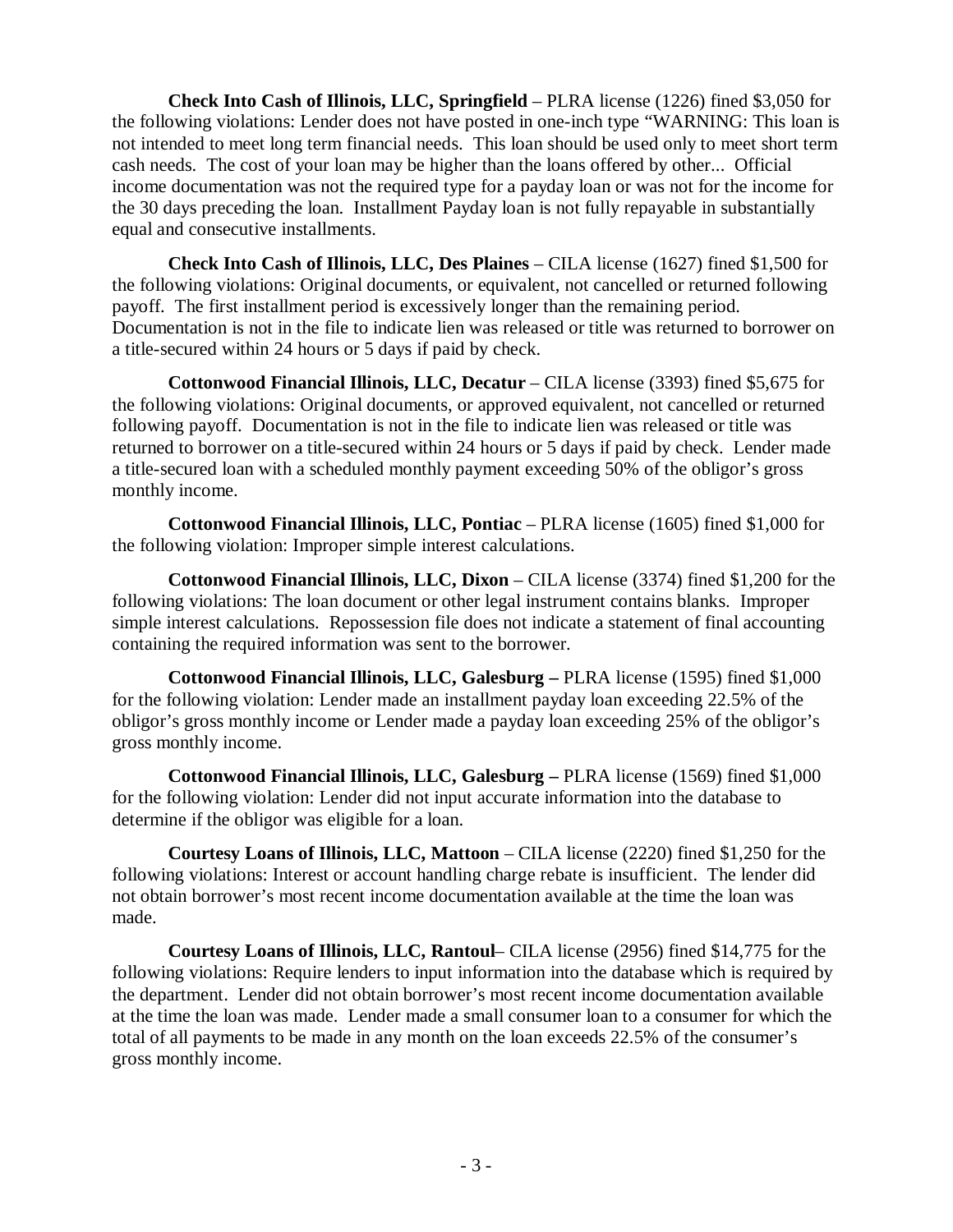**Check Into Cash of Illinois, LLC, Springfield** – PLRA license (1226) fined $3,050 for the following violations: Lender does not have posted in one-inch type "WARNING: This loan is not intended to meet long term financial needs. This loan should be used only to meet short term cash needs. The cost of your loan may be higher than the loans offered by other... Official income documentation was not the required type for a payday loan or was not for the income for the 30 days preceding the loan. Installment Payday loan is not fully repayable in substantially equal and consecutive installments.

**Check Into Cash of Illinois, LLC, Des Plaines** – CILA license (1627) fined $1,500 for the following violations: Original documents, or equivalent, not cancelled or returned following payoff. The first installment period is excessively longer than the remaining period. Documentation is not in the file to indicate lien was released or title was returned to borrower on a title-secured within 24 hours or 5 days if paid by check.

**Cottonwood Financial Illinois, LLC, Decatur** – CILA license (3393) fined $5,675 for the following violations: Original documents, or approved equivalent, not cancelled or returned following payoff. Documentation is not in the file to indicate lien was released or title was returned to borrower on a title-secured within 24 hours or 5 days if paid by check. Lender made a title-secured loan with a scheduled monthly payment exceeding 50% of the obligor's gross monthly income.

**Cottonwood Financial Illinois, LLC, Pontiac** – PLRA license (1605) fined $1,000 for the following violation: Improper simple interest calculations.

**Cottonwood Financial Illinois, LLC, Dixon** – CILA license (3374) fined $1,200 for the following violations: The loan document or other legal instrument contains blanks. Improper simple interest calculations. Repossession file does not indicate a statement of final accounting containing the required information was sent to the borrower.

**Cottonwood Financial Illinois, LLC, Galesburg –** PLRA license (1595) fined $1,000 for the following violation: Lender made an installment payday loan exceeding 22.5% of the obligor's gross monthly income or Lender made a payday loan exceeding 25% of the obligor's gross monthly income.

**Cottonwood Financial Illinois, LLC, Galesburg –** PLRA license (1569) fined $1,000 for the following violation: Lender did not input accurate information into the database to determine if the obligor was eligible for a loan.

**Courtesy Loans of Illinois, LLC, Mattoon** – CILA license (2220) fined $1,250 for the following violations: Interest or account handling charge rebate is insufficient. The lender did not obtain borrower's most recent income documentation available at the time the loan was made.

**Courtesy Loans of Illinois, LLC, Rantoul**– CILA license (2956) fined $14,775 for the following violations: Require lenders to input information into the database which is required by the department. Lender did not obtain borrower's most recent income documentation available at the time the loan was made. Lender made a small consumer loan to a consumer for which the total of all payments to be made in any month on the loan exceeds 22.5% of the consumer's gross monthly income.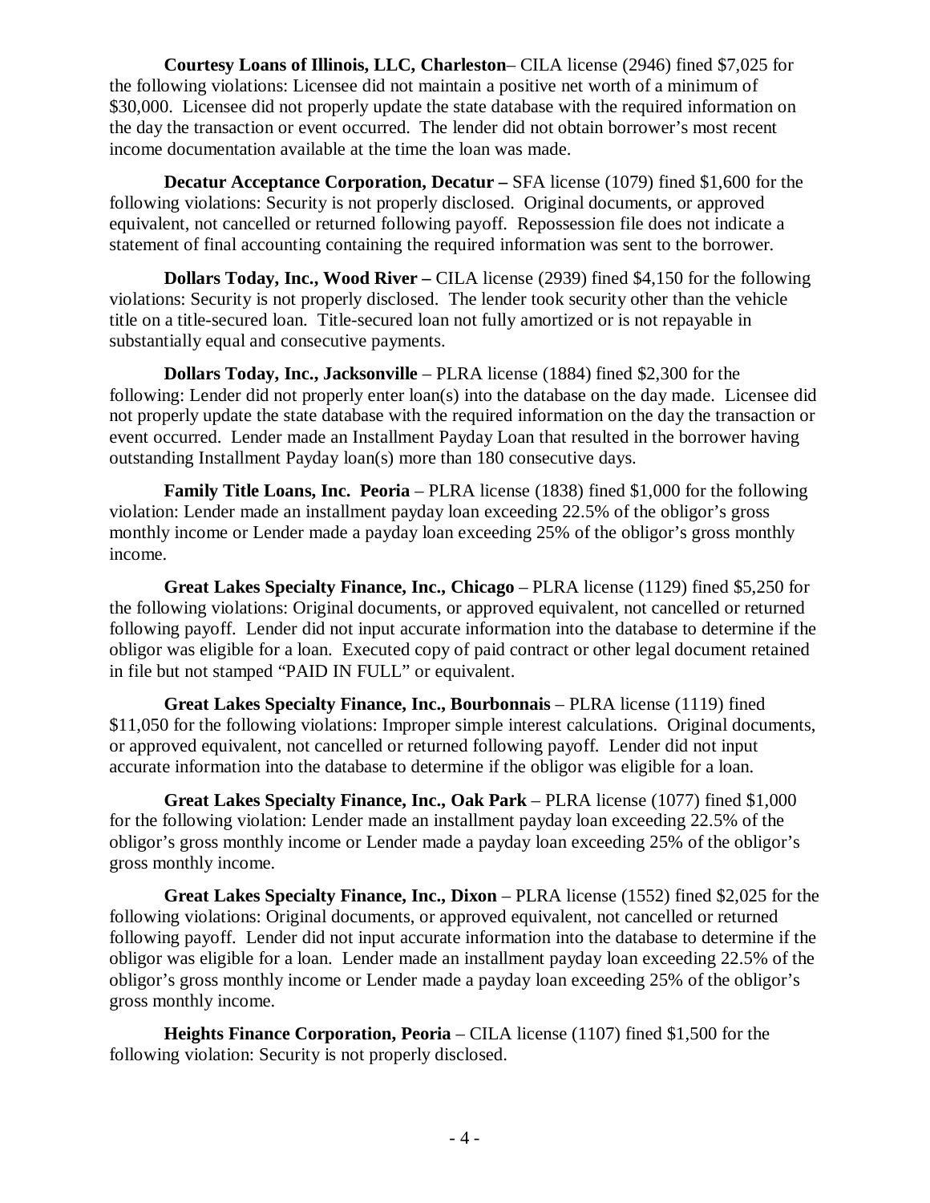**Courtesy Loans of Illinois, LLC, Charleston**– CILA license (2946) fined $7,025 for the following violations: Licensee did not maintain a positive net worth of a minimum of $30,000. Licensee did not properly update the state database with the required information on the day the transaction or event occurred. The lender did not obtain borrower's most recent income documentation available at the time the loan was made.

**Decatur Acceptance Corporation, Decatur –** SFA license (1079) fined $1,600 for the following violations: Security is not properly disclosed. Original documents, or approved equivalent, not cancelled or returned following payoff. Repossession file does not indicate a statement of final accounting containing the required information was sent to the borrower.

**Dollars Today, Inc., Wood River –** CILA license (2939) fined $4,150 for the following violations: Security is not properly disclosed. The lender took security other than the vehicle title on a title-secured loan. Title-secured loan not fully amortized or is not repayable in substantially equal and consecutive payments.

**Dollars Today, Inc., Jacksonville** – PLRA license (1884) fined $2,300 for the following: Lender did not properly enter loan(s) into the database on the day made. Licensee did not properly update the state database with the required information on the day the transaction or event occurred. Lender made an Installment Payday Loan that resulted in the borrower having outstanding Installment Payday loan(s) more than 180 consecutive days.

**Family Title Loans, Inc. Peoria** – PLRA license (1838) fined $1,000 for the following violation: Lender made an installment payday loan exceeding 22.5% of the obligor's gross monthly income or Lender made a payday loan exceeding 25% of the obligor's gross monthly income.

**Great Lakes Specialty Finance, Inc., Chicago** – PLRA license (1129) fined $5,250 for the following violations: Original documents, or approved equivalent, not cancelled or returned following payoff. Lender did not input accurate information into the database to determine if the obligor was eligible for a loan. Executed copy of paid contract or other legal document retained in file but not stamped "PAID IN FULL" or equivalent.

**Great Lakes Specialty Finance, Inc., Bourbonnais** – PLRA license (1119) fined $11,050 for the following violations: Improper simple interest calculations. Original documents, or approved equivalent, not cancelled or returned following payoff. Lender did not input accurate information into the database to determine if the obligor was eligible for a loan.

**Great Lakes Specialty Finance, Inc., Oak Park** – PLRA license (1077) fined $1,000 for the following violation: Lender made an installment payday loan exceeding 22.5% of the obligor's gross monthly income or Lender made a payday loan exceeding 25% of the obligor's gross monthly income.

**Great Lakes Specialty Finance, Inc., Dixon** – PLRA license (1552) fined $2,025 for the following violations: Original documents, or approved equivalent, not cancelled or returned following payoff. Lender did not input accurate information into the database to determine if the obligor was eligible for a loan. Lender made an installment payday loan exceeding 22.5% of the obligor's gross monthly income or Lender made a payday loan exceeding 25% of the obligor's gross monthly income.

**Heights Finance Corporation, Peoria** – CILA license (1107) fined $1,500 for the following violation: Security is not properly disclosed.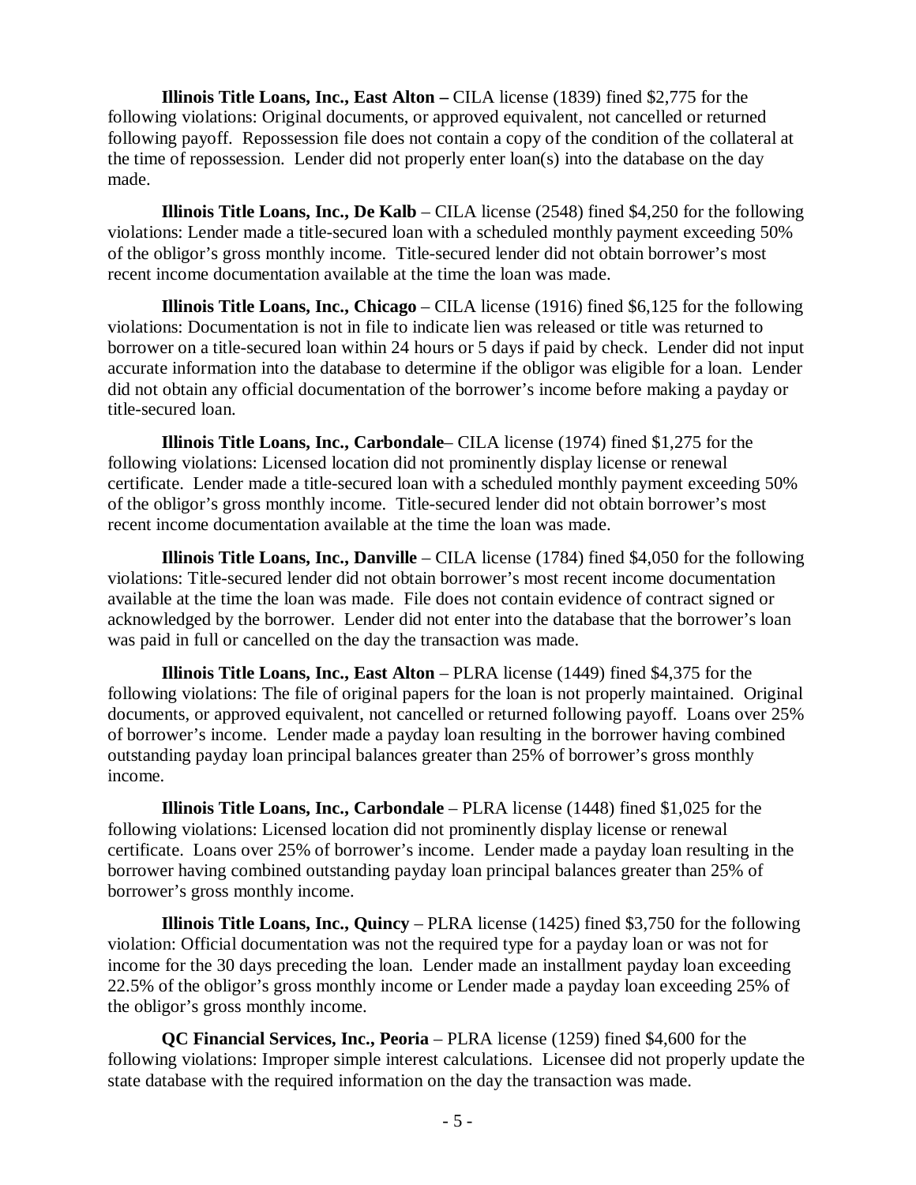**Illinois Title Loans, Inc., East Alton –** CILA license (1839) fined $2,775 for the following violations: Original documents, or approved equivalent, not cancelled or returned following payoff. Repossession file does not contain a copy of the condition of the collateral at the time of repossession. Lender did not properly enter loan(s) into the database on the day made.

**Illinois Title Loans, Inc., De Kalb** – CILA license (2548) fined $4,250 for the following violations: Lender made a title-secured loan with a scheduled monthly payment exceeding 50% of the obligor's gross monthly income. Title-secured lender did not obtain borrower's most recent income documentation available at the time the loan was made.

**Illinois Title Loans, Inc., Chicago** – CILA license (1916) fined $6,125 for the following violations: Documentation is not in file to indicate lien was released or title was returned to borrower on a title-secured loan within 24 hours or 5 days if paid by check. Lender did not input accurate information into the database to determine if the obligor was eligible for a loan. Lender did not obtain any official documentation of the borrower's income before making a payday or title-secured loan.

**Illinois Title Loans, Inc., Carbondale**– CILA license (1974) fined $1,275 for the following violations: Licensed location did not prominently display license or renewal certificate. Lender made a title-secured loan with a scheduled monthly payment exceeding 50% of the obligor's gross monthly income. Title-secured lender did not obtain borrower's most recent income documentation available at the time the loan was made.

**Illinois Title Loans, Inc., Danville** – CILA license (1784) fined $4,050 for the following violations: Title-secured lender did not obtain borrower's most recent income documentation available at the time the loan was made. File does not contain evidence of contract signed or acknowledged by the borrower. Lender did not enter into the database that the borrower's loan was paid in full or cancelled on the day the transaction was made.

**Illinois Title Loans, Inc., East Alton** – PLRA license (1449) fined $4,375 for the following violations: The file of original papers for the loan is not properly maintained. Original documents, or approved equivalent, not cancelled or returned following payoff. Loans over 25% of borrower's income. Lender made a payday loan resulting in the borrower having combined outstanding payday loan principal balances greater than 25% of borrower's gross monthly income.

**Illinois Title Loans, Inc., Carbondale** – PLRA license (1448) fined $1,025 for the following violations: Licensed location did not prominently display license or renewal certificate. Loans over 25% of borrower's income. Lender made a payday loan resulting in the borrower having combined outstanding payday loan principal balances greater than 25% of borrower's gross monthly income.

**Illinois Title Loans, Inc., Quincy** – PLRA license (1425) fined $3,750 for the following violation: Official documentation was not the required type for a payday loan or was not for income for the 30 days preceding the loan. Lender made an installment payday loan exceeding 22.5% of the obligor's gross monthly income or Lender made a payday loan exceeding 25% of the obligor's gross monthly income.

**QC Financial Services, Inc., Peoria** – PLRA license (1259) fined $4,600 for the following violations: Improper simple interest calculations. Licensee did not properly update the state database with the required information on the day the transaction was made.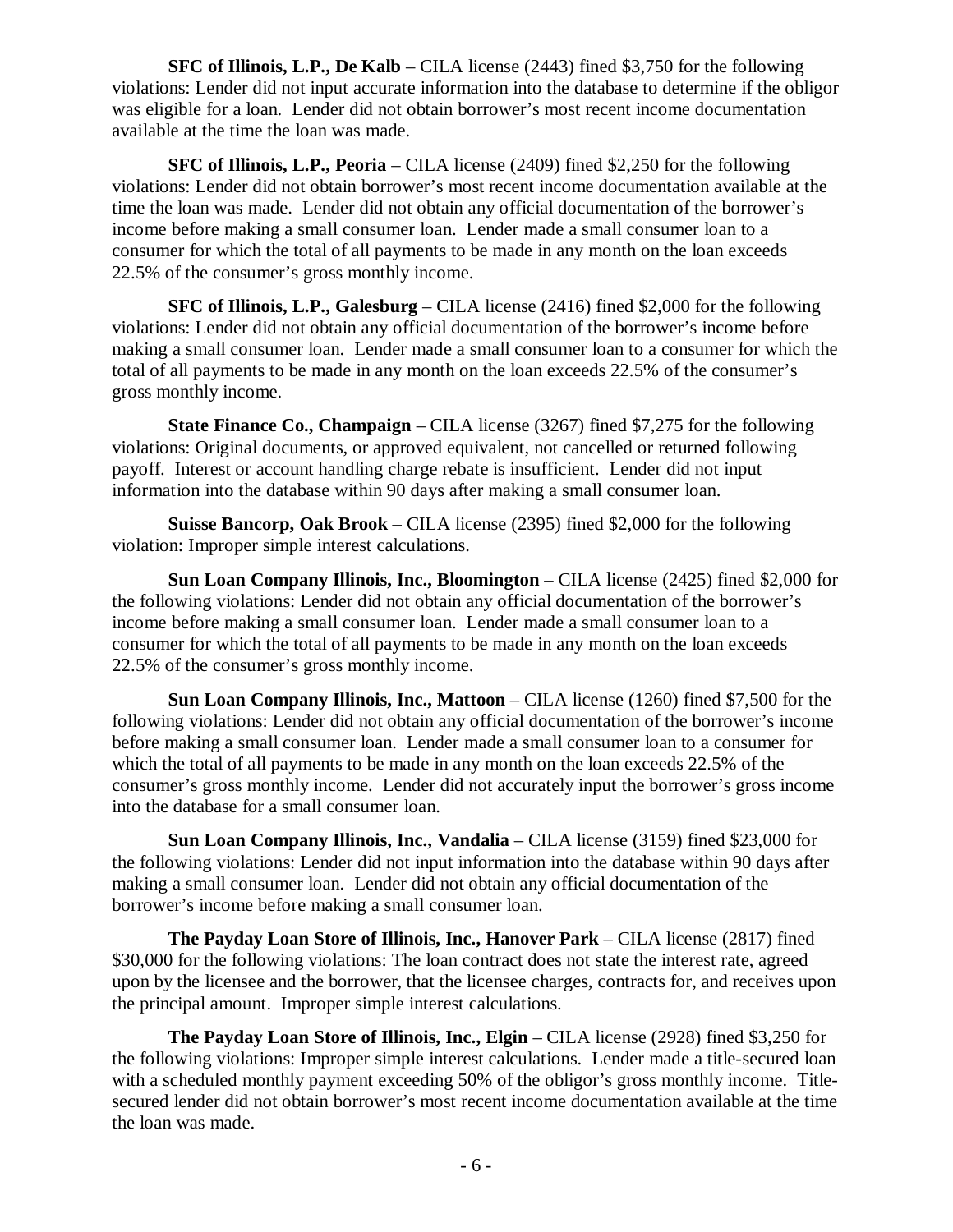**SFC of Illinois, L.P., De Kalb** – CILA license (2443) fined $3,750 for the following violations: Lender did not input accurate information into the database to determine if the obligor was eligible for a loan. Lender did not obtain borrower's most recent income documentation available at the time the loan was made.

**SFC of Illinois, L.P., Peoria** – CILA license (2409) fined $2,250 for the following violations: Lender did not obtain borrower's most recent income documentation available at the time the loan was made. Lender did not obtain any official documentation of the borrower's income before making a small consumer loan. Lender made a small consumer loan to a consumer for which the total of all payments to be made in any month on the loan exceeds 22.5% of the consumer's gross monthly income.

**SFC of Illinois, L.P., Galesburg** – CILA license (2416) fined $2,000 for the following violations: Lender did not obtain any official documentation of the borrower's income before making a small consumer loan. Lender made a small consumer loan to a consumer for which the total of all payments to be made in any month on the loan exceeds 22.5% of the consumer's gross monthly income.

**State Finance Co., Champaign** – CILA license (3267) fined $7,275 for the following violations: Original documents, or approved equivalent, not cancelled or returned following payoff. Interest or account handling charge rebate is insufficient. Lender did not input information into the database within 90 days after making a small consumer loan.

**Suisse Bancorp, Oak Brook** – CILA license (2395) fined $2,000 for the following violation: Improper simple interest calculations.

**Sun Loan Company Illinois, Inc., Bloomington** – CILA license (2425) fined $2,000 for the following violations: Lender did not obtain any official documentation of the borrower's income before making a small consumer loan. Lender made a small consumer loan to a consumer for which the total of all payments to be made in any month on the loan exceeds 22.5% of the consumer's gross monthly income.

**Sun Loan Company Illinois, Inc., Mattoon** – CILA license (1260) fined $7,500 for the following violations: Lender did not obtain any official documentation of the borrower's income before making a small consumer loan. Lender made a small consumer loan to a consumer for which the total of all payments to be made in any month on the loan exceeds 22.5% of the consumer's gross monthly income. Lender did not accurately input the borrower's gross income into the database for a small consumer loan.

**Sun Loan Company Illinois, Inc., Vandalia** – CILA license (3159) fined $23,000 for the following violations: Lender did not input information into the database within 90 days after making a small consumer loan. Lender did not obtain any official documentation of the borrower's income before making a small consumer loan.

**The Payday Loan Store of Illinois, Inc., Hanover Park** – CILA license (2817) fined $30,000 for the following violations: The loan contract does not state the interest rate, agreed upon by the licensee and the borrower, that the licensee charges, contracts for, and receives upon the principal amount. Improper simple interest calculations.

**The Payday Loan Store of Illinois, Inc., Elgin** – CILA license (2928) fined $3,250 for the following violations: Improper simple interest calculations. Lender made a title-secured loan with a scheduled monthly payment exceeding 50% of the obligor's gross monthly income. Title-secured lender did not obtain borrower's most recent income documentation available at the time the loan was made.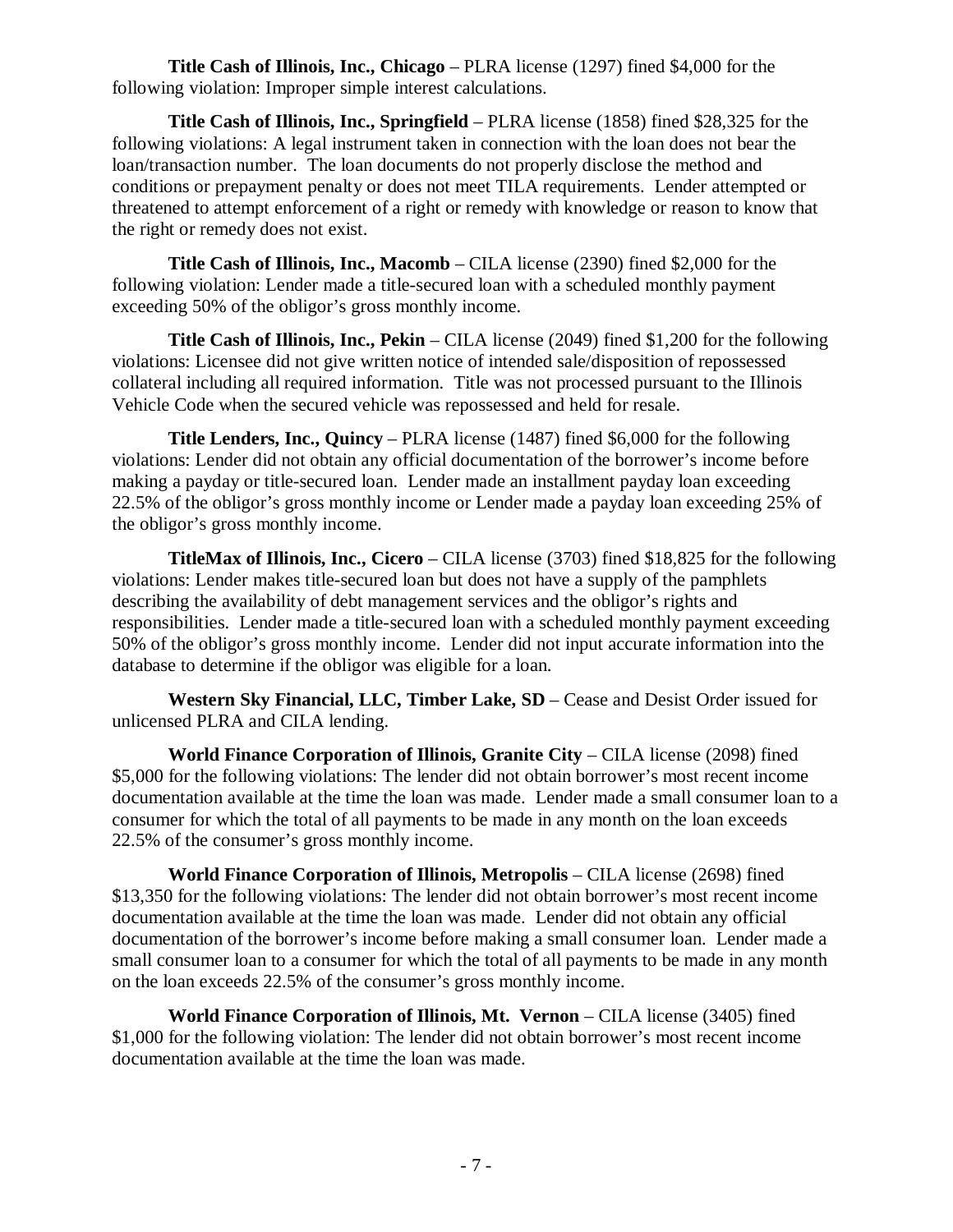**Title Cash of Illinois, Inc., Chicago** – PLRA license (1297) fined $4,000 for the following violation: Improper simple interest calculations.

**Title Cash of Illinois, Inc., Springfield** – PLRA license (1858) fined $28,325 for the following violations: A legal instrument taken in connection with the loan does not bear the loan/transaction number. The loan documents do not properly disclose the method and conditions or prepayment penalty or does not meet TILA requirements. Lender attempted or threatened to attempt enforcement of a right or remedy with knowledge or reason to know that the right or remedy does not exist.

**Title Cash of Illinois, Inc., Macomb** – CILA license (2390) fined $2,000 for the following violation: Lender made a title-secured loan with a scheduled monthly payment exceeding 50% of the obligor's gross monthly income.

**Title Cash of Illinois, Inc., Pekin** – CILA license (2049) fined $1,200 for the following violations: Licensee did not give written notice of intended sale/disposition of repossessed collateral including all required information. Title was not processed pursuant to the Illinois Vehicle Code when the secured vehicle was repossessed and held for resale.

**Title Lenders, Inc., Quincy** – PLRA license (1487) fined $6,000 for the following violations: Lender did not obtain any official documentation of the borrower's income before making a payday or title-secured loan. Lender made an installment payday loan exceeding 22.5% of the obligor's gross monthly income or Lender made a payday loan exceeding 25% of the obligor's gross monthly income.

**TitleMax of Illinois, Inc., Cicero** – CILA license (3703) fined $18,825 for the following violations: Lender makes title-secured loan but does not have a supply of the pamphlets describing the availability of debt management services and the obligor's rights and responsibilities. Lender made a title-secured loan with a scheduled monthly payment exceeding 50% of the obligor's gross monthly income. Lender did not input accurate information into the database to determine if the obligor was eligible for a loan.

**Western Sky Financial, LLC, Timber Lake, SD** – Cease and Desist Order issued for unlicensed PLRA and CILA lending.

**World Finance Corporation of Illinois, Granite City** – CILA license (2098) fined $5,000 for the following violations: The lender did not obtain borrower's most recent income documentation available at the time the loan was made. Lender made a small consumer loan to a consumer for which the total of all payments to be made in any month on the loan exceeds 22.5% of the consumer's gross monthly income.

**World Finance Corporation of Illinois, Metropolis** – CILA license (2698) fined $13,350 for the following violations: The lender did not obtain borrower's most recent income documentation available at the time the loan was made. Lender did not obtain any official documentation of the borrower's income before making a small consumer loan. Lender made a small consumer loan to a consumer for which the total of all payments to be made in any month on the loan exceeds 22.5% of the consumer's gross monthly income.

**World Finance Corporation of Illinois, Mt. Vernon** – CILA license (3405) fined $1,000 for the following violation: The lender did not obtain borrower's most recent income documentation available at the time the loan was made.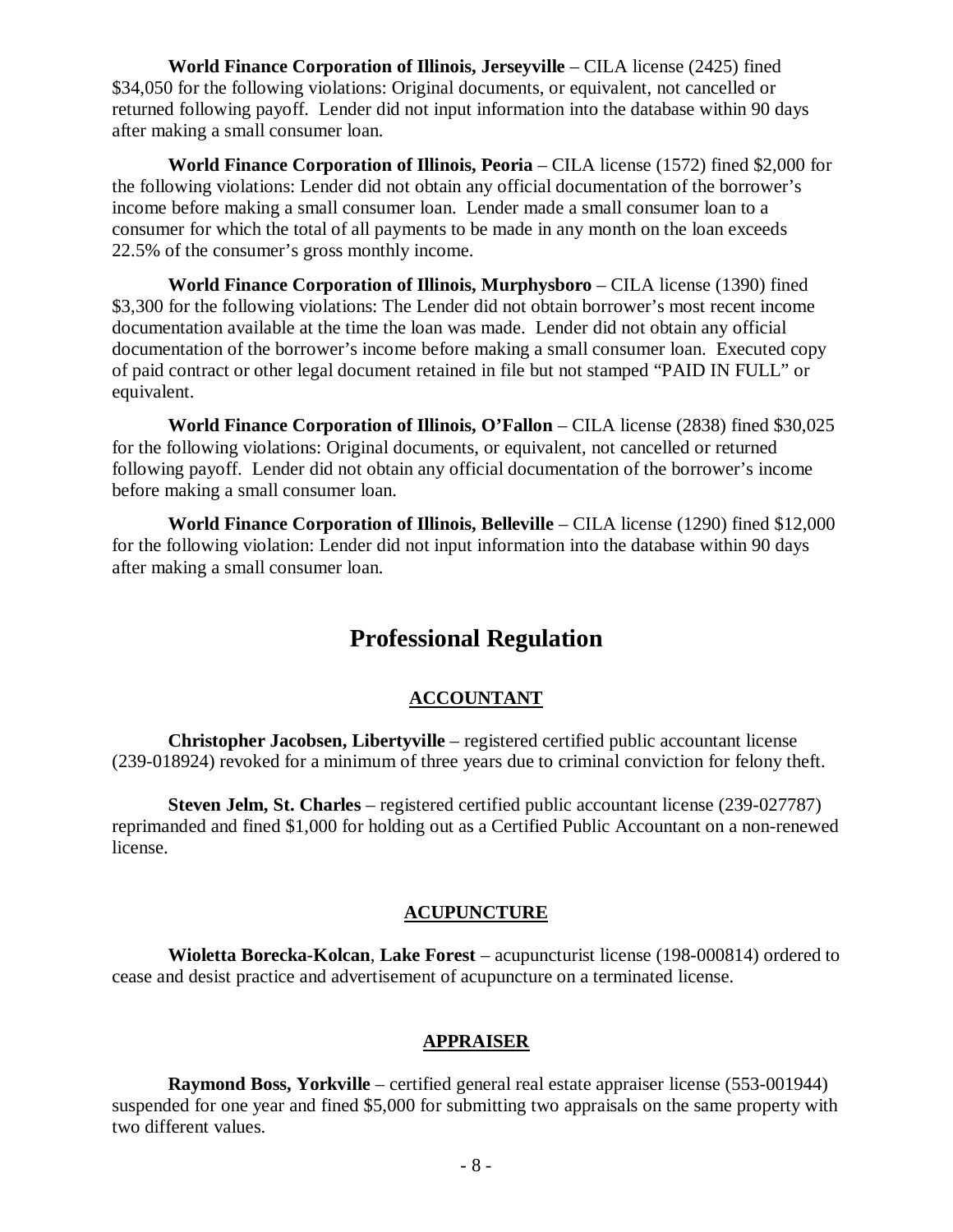**World Finance Corporation of Illinois, Jerseyville** – CILA license (2425) fined $34,050 for the following violations: Original documents, or equivalent, not cancelled or returned following payoff. Lender did not input information into the database within 90 days after making a small consumer loan.

**World Finance Corporation of Illinois, Peoria** – CILA license (1572) fined $2,000 for the following violations: Lender did not obtain any official documentation of the borrower's income before making a small consumer loan. Lender made a small consumer loan to a consumer for which the total of all payments to be made in any month on the loan exceeds 22.5% of the consumer's gross monthly income.

**World Finance Corporation of Illinois, Murphysboro** – CILA license (1390) fined $3,300 for the following violations: The Lender did not obtain borrower's most recent income documentation available at the time the loan was made. Lender did not obtain any official documentation of the borrower's income before making a small consumer loan. Executed copy of paid contract or other legal document retained in file but not stamped "PAID IN FULL" or equivalent.

**World Finance Corporation of Illinois, O'Fallon** – CILA license (2838) fined $30,025 for the following violations: Original documents, or equivalent, not cancelled or returned following payoff. Lender did not obtain any official documentation of the borrower's income before making a small consumer loan.

**World Finance Corporation of Illinois, Belleville** – CILA license (1290) fined $12,000 for the following violation: Lender did not input information into the database within 90 days after making a small consumer loan.

# Professional Regulation

## ACCOUNTANT

**Christopher Jacobsen, Libertyville** – registered certified public accountant license (239-018924) revoked for a minimum of three years due to criminal conviction for felony theft.

**Steven Jelm, St. Charles** – registered certified public accountant license (239-027787) reprimanded and fined $1,000 for holding out as a Certified Public Accountant on a non-renewed license.

## ACUPUNCTURE

**Wioletta Borecka-Kolcan**, **Lake Forest** – acupuncturist license (198-000814) ordered to cease and desist practice and advertisement of acupuncture on a terminated license.

## APPRAISER

**Raymond Boss, Yorkville** – certified general real estate appraiser license (553-001944) suspended for one year and fined $5,000 for submitting two appraisals on the same property with two different values.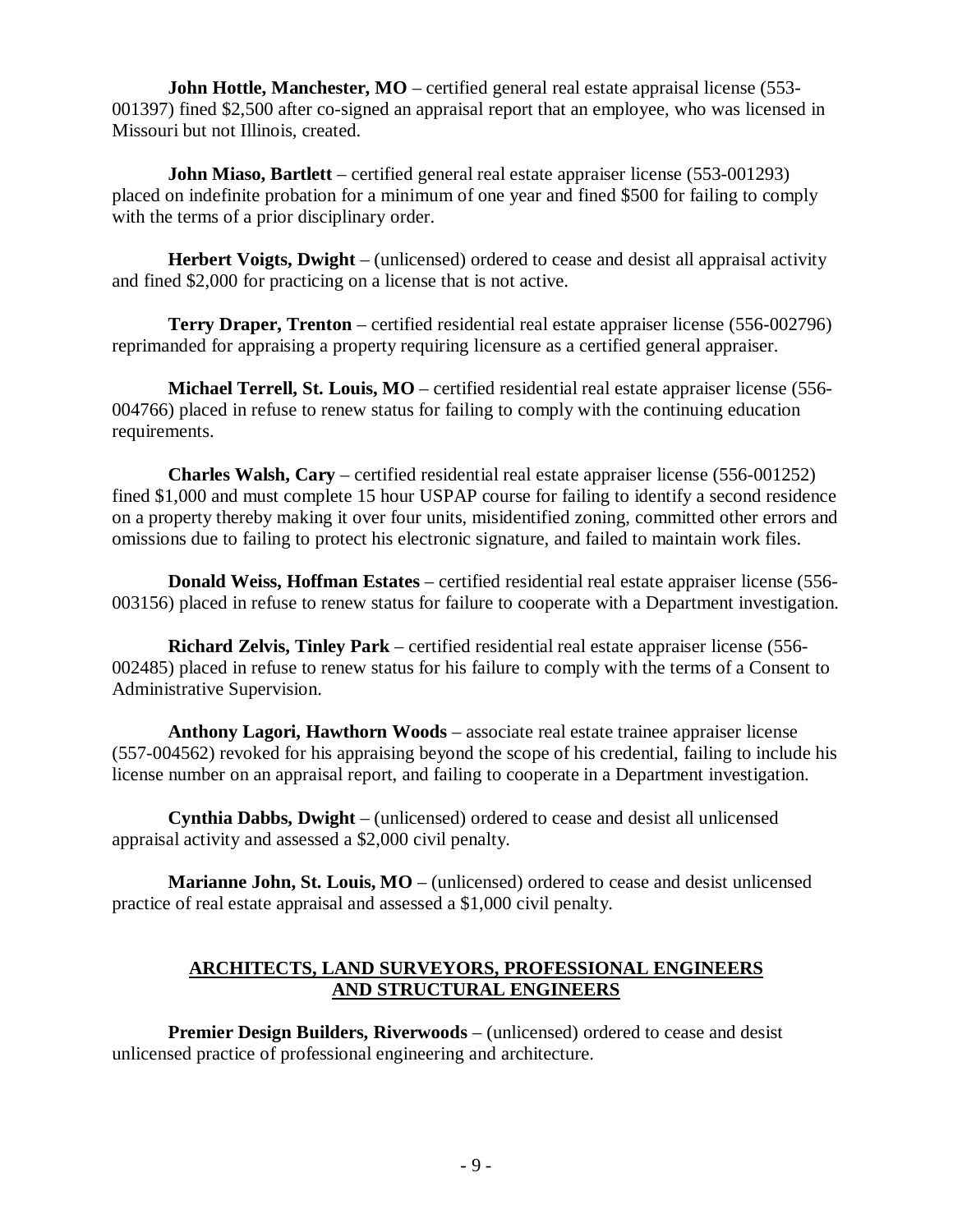**John Hottle, Manchester, MO** – certified general real estate appraisal license (553-001397) fined $2,500 after co-signed an appraisal report that an employee, who was licensed in Missouri but not Illinois, created.

**John Miaso, Bartlett** – certified general real estate appraiser license (553-001293) placed on indefinite probation for a minimum of one year and fined $500 for failing to comply with the terms of a prior disciplinary order.

**Herbert Voigts, Dwight** – (unlicensed) ordered to cease and desist all appraisal activity and fined $2,000 for practicing on a license that is not active.

**Terry Draper, Trenton** – certified residential real estate appraiser license (556-002796) reprimanded for appraising a property requiring licensure as a certified general appraiser.

**Michael Terrell, St. Louis, MO** – certified residential real estate appraiser license (556-004766) placed in refuse to renew status for failing to comply with the continuing education requirements.

**Charles Walsh, Cary** – certified residential real estate appraiser license (556-001252) fined $1,000 and must complete 15 hour USPAP course for failing to identify a second residence on a property thereby making it over four units, misidentified zoning, committed other errors and omissions due to failing to protect his electronic signature, and failed to maintain work files.

**Donald Weiss, Hoffman Estates** – certified residential real estate appraiser license (556-003156) placed in refuse to renew status for failure to cooperate with a Department investigation.

**Richard Zelvis, Tinley Park** – certified residential real estate appraiser license (556-002485) placed in refuse to renew status for his failure to comply with the terms of a Consent to Administrative Supervision.

**Anthony Lagori, Hawthorn Woods** – associate real estate trainee appraiser license (557-004562) revoked for his appraising beyond the scope of his credential, failing to include his license number on an appraisal report, and failing to cooperate in a Department investigation.

**Cynthia Dabbs, Dwight** – (unlicensed) ordered to cease and desist all unlicensed appraisal activity and assessed a $2,000 civil penalty.

**Marianne John, St. Louis, MO** – (unlicensed) ordered to cease and desist unlicensed practice of real estate appraisal and assessed a $1,000 civil penalty.

## ARCHITECTS, LAND SURVEYORS, PROFESSIONAL ENGINEERS AND STRUCTURAL ENGINEERS

**Premier Design Builders, Riverwoods** – (unlicensed) ordered to cease and desist unlicensed practice of professional engineering and architecture.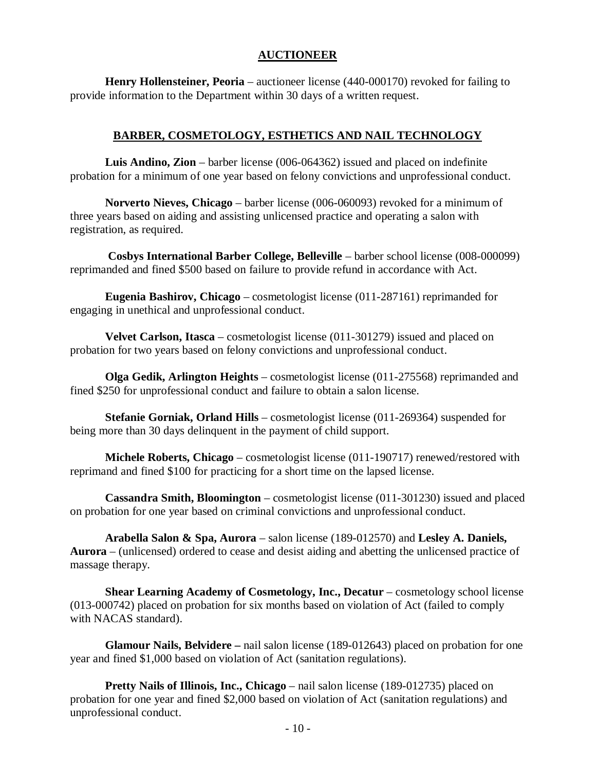## AUCTIONEER

**Henry Hollensteiner, Peoria** – auctioneer license (440-000170) revoked for failing to provide information to the Department within 30 days of a written request.

## BARBER, COSMETOLOGY, ESTHETICS AND NAIL TECHNOLOGY

**Luis Andino, Zion** – barber license (006-064362) issued and placed on indefinite probation for a minimum of one year based on felony convictions and unprofessional conduct.

**Norverto Nieves, Chicago** – barber license (006-060093) revoked for a minimum of three years based on aiding and assisting unlicensed practice and operating a salon with registration, as required.

**Cosbys International Barber College, Belleville** – barber school license (008-000099) reprimanded and fined $500 based on failure to provide refund in accordance with Act.

**Eugenia Bashirov, Chicago** – cosmetologist license (011-287161) reprimanded for engaging in unethical and unprofessional conduct.

**Velvet Carlson, Itasca** – cosmetologist license (011-301279) issued and placed on probation for two years based on felony convictions and unprofessional conduct.

**Olga Gedik, Arlington Heights** – cosmetologist license (011-275568) reprimanded and fined $250 for unprofessional conduct and failure to obtain a salon license.

**Stefanie Gorniak, Orland Hills** – cosmetologist license (011-269364) suspended for being more than 30 days delinquent in the payment of child support.

**Michele Roberts, Chicago** – cosmetologist license (011-190717) renewed/restored with reprimand and fined $100 for practicing for a short time on the lapsed license.

**Cassandra Smith, Bloomington** – cosmetologist license (011-301230) issued and placed on probation for one year based on criminal convictions and unprofessional conduct.

**Arabella Salon & Spa, Aurora** – salon license (189-012570) and **Lesley A. Daniels, Aurora** – (unlicensed) ordered to cease and desist aiding and abetting the unlicensed practice of massage therapy.

**Shear Learning Academy of Cosmetology, Inc., Decatur** – cosmetology school license (013-000742) placed on probation for six months based on violation of Act (failed to comply with NACAS standard).

**Glamour Nails, Belvidere –** nail salon license (189-012643) placed on probation for one year and fined $1,000 based on violation of Act (sanitation regulations).

**Pretty Nails of Illinois, Inc., Chicago** – nail salon license (189-012735) placed on probation for one year and fined $2,000 based on violation of Act (sanitation regulations) and unprofessional conduct.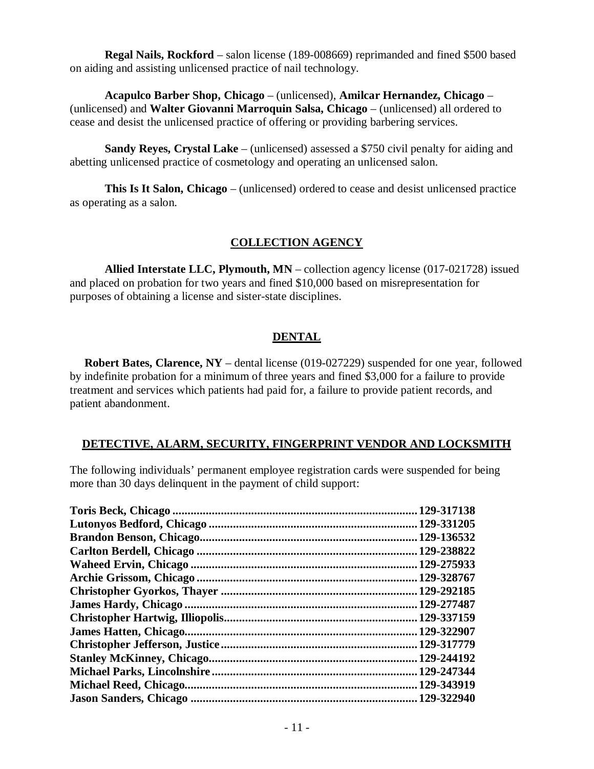**Regal Nails, Rockford** – salon license (189-008669) reprimanded and fined $500 based on aiding and assisting unlicensed practice of nail technology.

**Acapulco Barber Shop, Chicago** – (unlicensed), **Amilcar Hernandez, Chicago** – (unlicensed) and **Walter Giovanni Marroquin Salsa, Chicago** – (unlicensed) all ordered to cease and desist the unlicensed practice of offering or providing barbering services.

**Sandy Reyes, Crystal Lake** – (unlicensed) assessed a $750 civil penalty for aiding and abetting unlicensed practice of cosmetology and operating an unlicensed salon.

**This Is It Salon, Chicago** – (unlicensed) ordered to cease and desist unlicensed practice as operating as a salon.

## COLLECTION AGENCY

**Allied Interstate LLC, Plymouth, MN** – collection agency license (017-021728) issued and placed on probation for two years and fined $10,000 based on misrepresentation for purposes of obtaining a license and sister-state disciplines.

## DENTAL

**Robert Bates, Clarence, NY** – dental license (019-027229) suspended for one year, followed by indefinite probation for a minimum of three years and fined $3,000 for a failure to provide treatment and services which patients had paid for, a failure to provide patient records, and patient abandonment.

## DETECTIVE, ALARM, SECURITY, FINGERPRINT VENDOR AND LOCKSMITH

The following individuals' permanent employee registration cards were suspended for being more than 30 days delinquent in the payment of child support:

**Toris Beck, Chicago** .......... **129-317138**
**Lutonyos Bedford, Chicago** .......... **129-331205**
**Brandon Benson, Chicago** .......... **129-136532**
**Carlton Berdell, Chicago** .......... **129-238822**
**Waheed Ervin, Chicago** .......... **129-275933**
**Archie Grissom, Chicago** .......... **129-328767**
**Christopher Gyorkos, Thayer** .......... **129-292185**
**James Hardy, Chicago** .......... **129-277487**
**Christopher Hartwig, Illiopolis** .......... **129-337159**
**James Hatten, Chicago** .......... **129-322907**
**Christopher Jefferson, Justice** .......... **129-317779**
**Stanley McKinney, Chicago** .......... **129-244192**
**Michael Parks, Lincolnshire** .......... **129-247344**
**Michael Reed, Chicago** .......... **129-343919**
**Jason Sanders, Chicago** .......... **129-322940**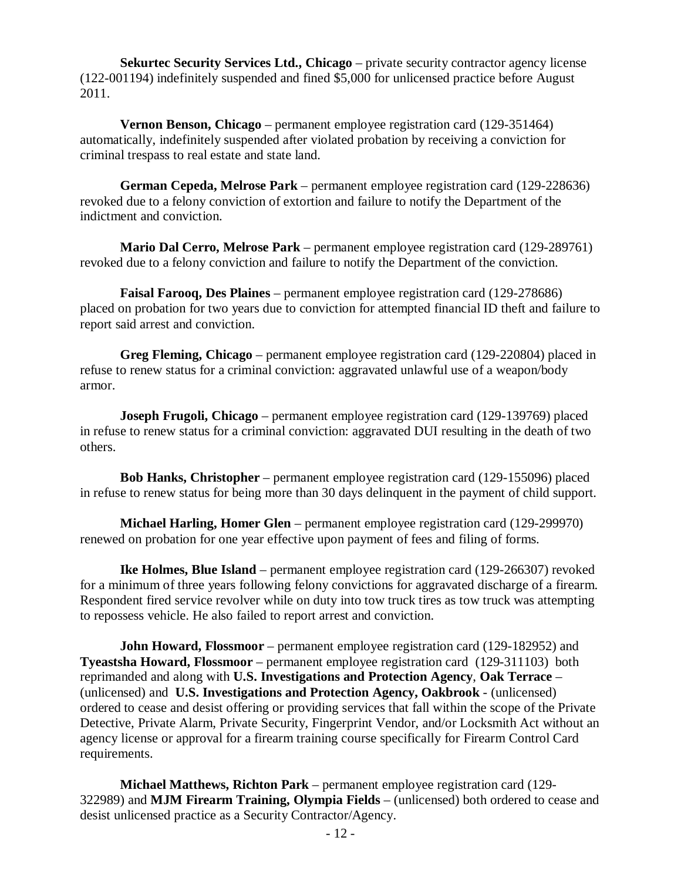**Sekurtec Security Services Ltd., Chicago** – private security contractor agency license (122-001194) indefinitely suspended and fined $5,000 for unlicensed practice before August 2011.

**Vernon Benson, Chicago** – permanent employee registration card (129-351464) automatically, indefinitely suspended after violated probation by receiving a conviction for criminal trespass to real estate and state land.

**German Cepeda, Melrose Park** – permanent employee registration card (129-228636) revoked due to a felony conviction of extortion and failure to notify the Department of the indictment and conviction.

**Mario Dal Cerro, Melrose Park** – permanent employee registration card (129-289761) revoked due to a felony conviction and failure to notify the Department of the conviction.

**Faisal Farooq, Des Plaines** – permanent employee registration card (129-278686) placed on probation for two years due to conviction for attempted financial ID theft and failure to report said arrest and conviction.

**Greg Fleming, Chicago** – permanent employee registration card (129-220804) placed in refuse to renew status for a criminal conviction: aggravated unlawful use of a weapon/body armor.

**Joseph Frugoli, Chicago** – permanent employee registration card (129-139769) placed in refuse to renew status for a criminal conviction: aggravated DUI resulting in the death of two others.

**Bob Hanks, Christopher** – permanent employee registration card (129-155096) placed in refuse to renew status for being more than 30 days delinquent in the payment of child support.

**Michael Harling, Homer Glen** – permanent employee registration card (129-299970) renewed on probation for one year effective upon payment of fees and filing of forms.

**Ike Holmes, Blue Island** – permanent employee registration card (129-266307) revoked for a minimum of three years following felony convictions for aggravated discharge of a firearm. Respondent fired service revolver while on duty into tow truck tires as tow truck was attempting to repossess vehicle. He also failed to report arrest and conviction.

**John Howard, Flossmoor** – permanent employee registration card (129-182952) and **Tyeastsha Howard, Flossmoor** – permanent employee registration card (129-311103) both reprimanded and along with **U.S. Investigations and Protection Agency**, **Oak Terrace** – (unlicensed) and **U.S. Investigations and Protection Agency, Oakbrook** - (unlicensed) ordered to cease and desist offering or providing services that fall within the scope of the Private Detective, Private Alarm, Private Security, Fingerprint Vendor, and/or Locksmith Act without an agency license or approval for a firearm training course specifically for Firearm Control Card requirements.

**Michael Matthews, Richton Park** – permanent employee registration card (129-322989) and **MJM Firearm Training, Olympia Fields** – (unlicensed) both ordered to cease and desist unlicensed practice as a Security Contractor/Agency.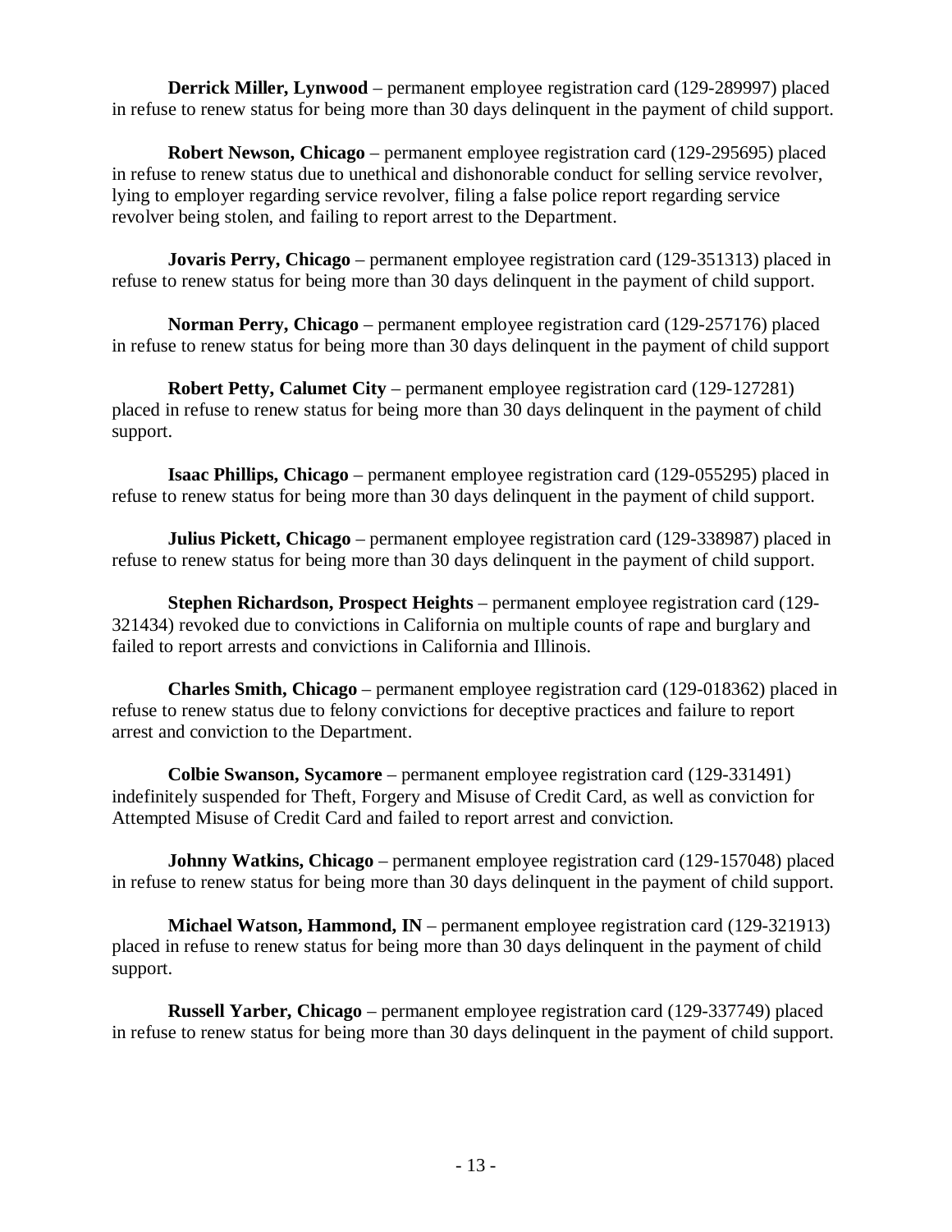**Derrick Miller, Lynwood** – permanent employee registration card (129-289997) placed in refuse to renew status for being more than 30 days delinquent in the payment of child support.

**Robert Newson, Chicago** – permanent employee registration card (129-295695) placed in refuse to renew status due to unethical and dishonorable conduct for selling service revolver, lying to employer regarding service revolver, filing a false police report regarding service revolver being stolen, and failing to report arrest to the Department.

**Jovaris Perry, Chicago** – permanent employee registration card (129-351313) placed in refuse to renew status for being more than 30 days delinquent in the payment of child support.

**Norman Perry, Chicago** – permanent employee registration card (129-257176) placed in refuse to renew status for being more than 30 days delinquent in the payment of child support

**Robert Petty, Calumet City** – permanent employee registration card (129-127281) placed in refuse to renew status for being more than 30 days delinquent in the payment of child support.

**Isaac Phillips, Chicago** – permanent employee registration card (129-055295) placed in refuse to renew status for being more than 30 days delinquent in the payment of child support.

**Julius Pickett, Chicago** – permanent employee registration card (129-338987) placed in refuse to renew status for being more than 30 days delinquent in the payment of child support.

**Stephen Richardson, Prospect Heights** – permanent employee registration card (129-321434) revoked due to convictions in California on multiple counts of rape and burglary and failed to report arrests and convictions in California and Illinois.

**Charles Smith, Chicago** – permanent employee registration card (129-018362) placed in refuse to renew status due to felony convictions for deceptive practices and failure to report arrest and conviction to the Department.

**Colbie Swanson, Sycamore** – permanent employee registration card (129-331491) indefinitely suspended for Theft, Forgery and Misuse of Credit Card, as well as conviction for Attempted Misuse of Credit Card and failed to report arrest and conviction.

**Johnny Watkins, Chicago** – permanent employee registration card (129-157048) placed in refuse to renew status for being more than 30 days delinquent in the payment of child support.

**Michael Watson, Hammond, IN** – permanent employee registration card (129-321913) placed in refuse to renew status for being more than 30 days delinquent in the payment of child support.

**Russell Yarber, Chicago** – permanent employee registration card (129-337749) placed in refuse to renew status for being more than 30 days delinquent in the payment of child support.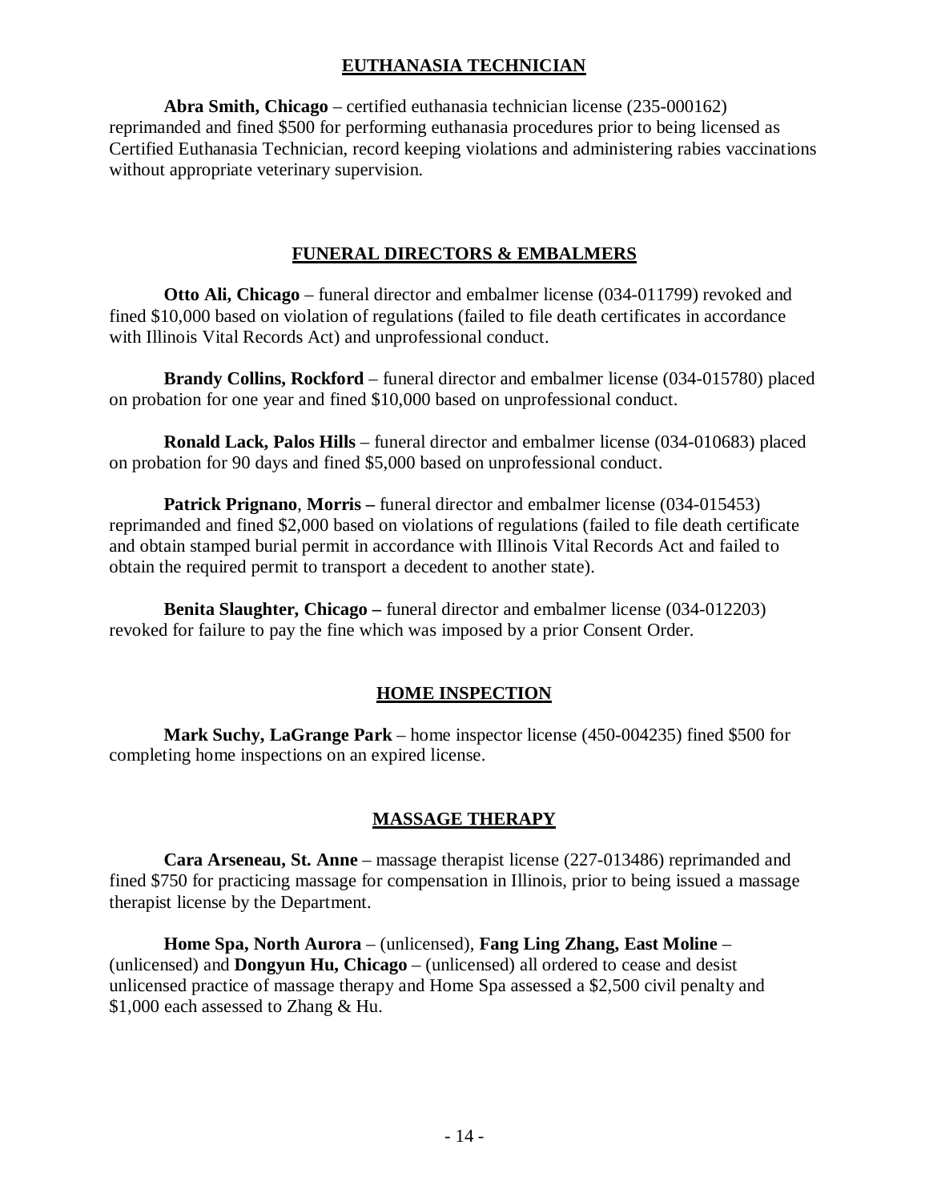## EUTHANASIA TECHNICIAN

**Abra Smith, Chicago** – certified euthanasia technician license (235-000162) reprimanded and fined $500 for performing euthanasia procedures prior to being licensed as Certified Euthanasia Technician, record keeping violations and administering rabies vaccinations without appropriate veterinary supervision.

## FUNERAL DIRECTORS & EMBALMERS

**Otto Ali, Chicago** – funeral director and embalmer license (034-011799) revoked and fined $10,000 based on violation of regulations (failed to file death certificates in accordance with Illinois Vital Records Act) and unprofessional conduct.

**Brandy Collins, Rockford** – funeral director and embalmer license (034-015780) placed on probation for one year and fined $10,000 based on unprofessional conduct.

**Ronald Lack, Palos Hills** – funeral director and embalmer license (034-010683) placed on probation for 90 days and fined $5,000 based on unprofessional conduct.

**Patrick Prignano**, **Morris –** funeral director and embalmer license (034-015453) reprimanded and fined $2,000 based on violations of regulations (failed to file death certificate and obtain stamped burial permit in accordance with Illinois Vital Records Act and failed to obtain the required permit to transport a decedent to another state).

**Benita Slaughter, Chicago –** funeral director and embalmer license (034-012203) revoked for failure to pay the fine which was imposed by a prior Consent Order.

## HOME INSPECTION

**Mark Suchy, LaGrange Park** – home inspector license (450-004235) fined $500 for completing home inspections on an expired license.

## MASSAGE THERAPY

**Cara Arseneau, St. Anne** – massage therapist license (227-013486) reprimanded and fined $750 for practicing massage for compensation in Illinois, prior to being issued a massage therapist license by the Department.

**Home Spa, North Aurora** – (unlicensed), **Fang Ling Zhang, East Moline** – (unlicensed) and **Dongyun Hu, Chicago** – (unlicensed) all ordered to cease and desist unlicensed practice of massage therapy and Home Spa assessed a $2,500 civil penalty and $1,000 each assessed to Zhang & Hu.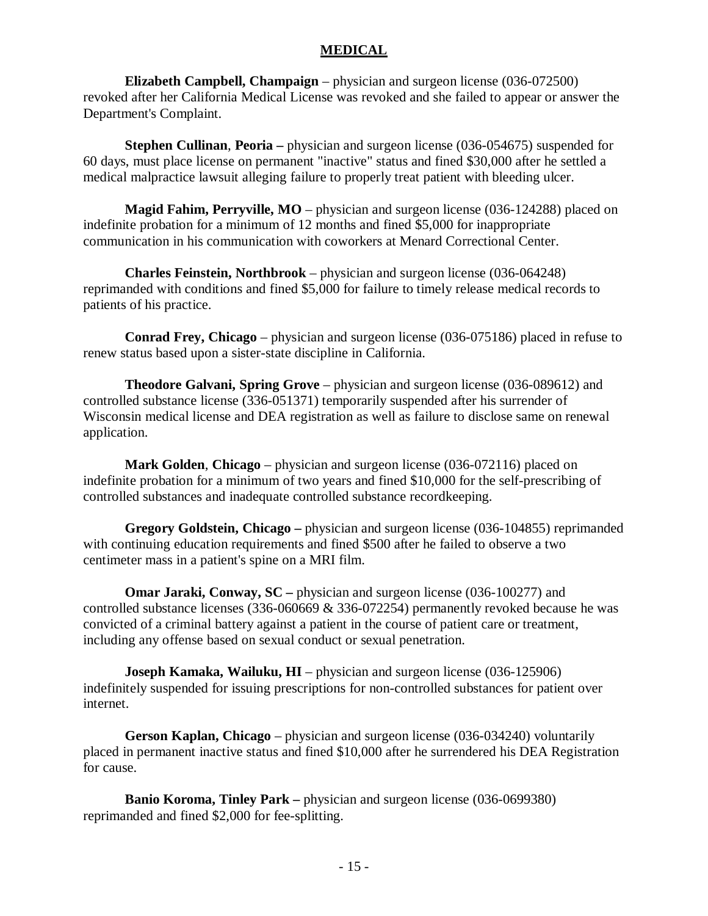## MEDICAL

**Elizabeth Campbell, Champaign** – physician and surgeon license (036-072500) revoked after her California Medical License was revoked and she failed to appear or answer the Department's Complaint.

**Stephen Cullinan**, **Peoria –** physician and surgeon license (036-054675) suspended for 60 days, must place license on permanent "inactive" status and fined $30,000 after he settled a medical malpractice lawsuit alleging failure to properly treat patient with bleeding ulcer.

**Magid Fahim, Perryville, MO** – physician and surgeon license (036-124288) placed on indefinite probation for a minimum of 12 months and fined $5,000 for inappropriate communication in his communication with coworkers at Menard Correctional Center.

**Charles Feinstein, Northbrook** – physician and surgeon license (036-064248) reprimanded with conditions and fined $5,000 for failure to timely release medical records to patients of his practice.

**Conrad Frey, Chicago** – physician and surgeon license (036-075186) placed in refuse to renew status based upon a sister-state discipline in California.

**Theodore Galvani, Spring Grove** – physician and surgeon license (036-089612) and controlled substance license (336-051371) temporarily suspended after his surrender of Wisconsin medical license and DEA registration as well as failure to disclose same on renewal application.

**Mark Golden**, **Chicago** – physician and surgeon license (036-072116) placed on indefinite probation for a minimum of two years and fined $10,000 for the self-prescribing of controlled substances and inadequate controlled substance recordkeeping.

**Gregory Goldstein, Chicago –** physician and surgeon license (036-104855) reprimanded with continuing education requirements and fined $500 after he failed to observe a two centimeter mass in a patient's spine on a MRI film.

**Omar Jaraki, Conway, SC –** physician and surgeon license (036-100277) and controlled substance licenses (336-060669 & 336-072254) permanently revoked because he was convicted of a criminal battery against a patient in the course of patient care or treatment, including any offense based on sexual conduct or sexual penetration.

**Joseph Kamaka, Wailuku, HI** – physician and surgeon license (036-125906) indefinitely suspended for issuing prescriptions for non-controlled substances for patient over internet.

**Gerson Kaplan, Chicago** – physician and surgeon license (036-034240) voluntarily placed in permanent inactive status and fined $10,000 after he surrendered his DEA Registration for cause.

**Banio Koroma, Tinley Park –** physician and surgeon license (036-0699380) reprimanded and fined $2,000 for fee-splitting.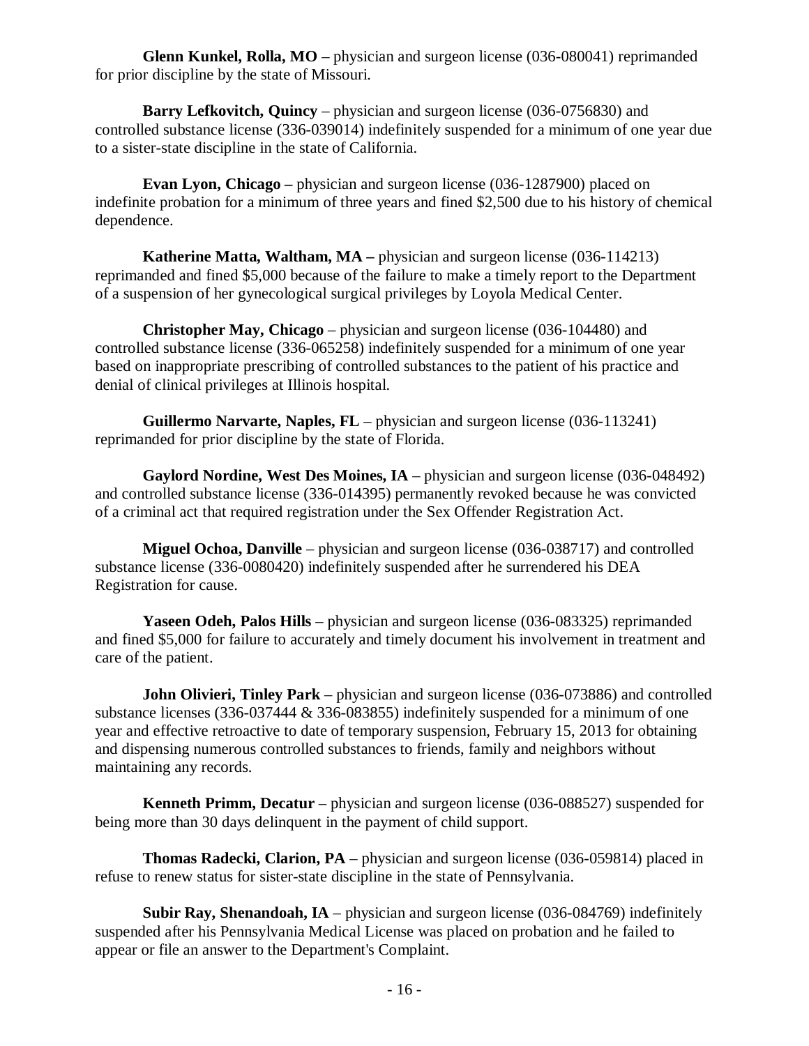**Glenn Kunkel, Rolla, MO** – physician and surgeon license (036-080041) reprimanded for prior discipline by the state of Missouri.

**Barry Lefkovitch, Quincy** – physician and surgeon license (036-0756830) and controlled substance license (336-039014) indefinitely suspended for a minimum of one year due to a sister-state discipline in the state of California.

**Evan Lyon, Chicago –** physician and surgeon license (036-1287900) placed on indefinite probation for a minimum of three years and fined $2,500 due to his history of chemical dependence.

**Katherine Matta, Waltham, MA –** physician and surgeon license (036-114213) reprimanded and fined $5,000 because of the failure to make a timely report to the Department of a suspension of her gynecological surgical privileges by Loyola Medical Center.

**Christopher May, Chicago** – physician and surgeon license (036-104480) and controlled substance license (336-065258) indefinitely suspended for a minimum of one year based on inappropriate prescribing of controlled substances to the patient of his practice and denial of clinical privileges at Illinois hospital.

**Guillermo Narvarte, Naples, FL** – physician and surgeon license (036-113241) reprimanded for prior discipline by the state of Florida.

**Gaylord Nordine, West Des Moines, IA** – physician and surgeon license (036-048492) and controlled substance license (336-014395) permanently revoked because he was convicted of a criminal act that required registration under the Sex Offender Registration Act.

**Miguel Ochoa, Danville** – physician and surgeon license (036-038717) and controlled substance license (336-0080420) indefinitely suspended after he surrendered his DEA Registration for cause.

**Yaseen Odeh, Palos Hills** – physician and surgeon license (036-083325) reprimanded and fined $5,000 for failure to accurately and timely document his involvement in treatment and care of the patient.

**John Olivieri, Tinley Park** – physician and surgeon license (036-073886) and controlled substance licenses (336-037444 & 336-083855) indefinitely suspended for a minimum of one year and effective retroactive to date of temporary suspension, February 15, 2013 for obtaining and dispensing numerous controlled substances to friends, family and neighbors without maintaining any records.

**Kenneth Primm, Decatur** – physician and surgeon license (036-088527) suspended for being more than 30 days delinquent in the payment of child support.

**Thomas Radecki, Clarion, PA** – physician and surgeon license (036-059814) placed in refuse to renew status for sister-state discipline in the state of Pennsylvania.

**Subir Ray, Shenandoah, IA** – physician and surgeon license (036-084769) indefinitely suspended after his Pennsylvania Medical License was placed on probation and he failed to appear or file an answer to the Department's Complaint.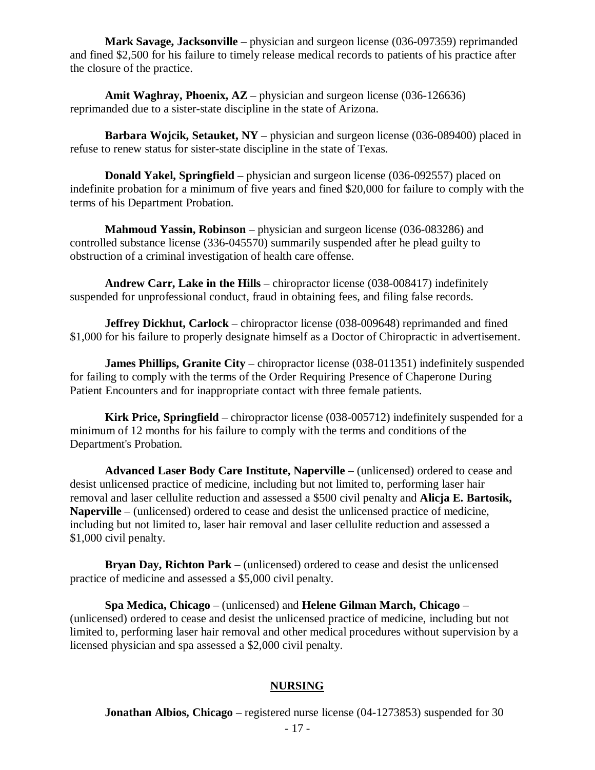**Mark Savage, Jacksonville** – physician and surgeon license (036-097359) reprimanded and fined $2,500 for his failure to timely release medical records to patients of his practice after the closure of the practice.

**Amit Waghray, Phoenix, AZ** – physician and surgeon license (036-126636) reprimanded due to a sister-state discipline in the state of Arizona.

**Barbara Wojcik, Setauket, NY** – physician and surgeon license (036-089400) placed in refuse to renew status for sister-state discipline in the state of Texas.

**Donald Yakel, Springfield** – physician and surgeon license (036-092557) placed on indefinite probation for a minimum of five years and fined $20,000 for failure to comply with the terms of his Department Probation.

**Mahmoud Yassin, Robinson** – physician and surgeon license (036-083286) and controlled substance license (336-045570) summarily suspended after he plead guilty to obstruction of a criminal investigation of health care offense.

**Andrew Carr, Lake in the Hills** – chiropractor license (038-008417) indefinitely suspended for unprofessional conduct, fraud in obtaining fees, and filing false records.

**Jeffrey Dickhut, Carlock** – chiropractor license (038-009648) reprimanded and fined $1,000 for his failure to properly designate himself as a Doctor of Chiropractic in advertisement.

**James Phillips, Granite City** – chiropractor license (038-011351) indefinitely suspended for failing to comply with the terms of the Order Requiring Presence of Chaperone During Patient Encounters and for inappropriate contact with three female patients.

**Kirk Price, Springfield** – chiropractor license (038-005712) indefinitely suspended for a minimum of 12 months for his failure to comply with the terms and conditions of the Department's Probation.

**Advanced Laser Body Care Institute, Naperville** – (unlicensed) ordered to cease and desist unlicensed practice of medicine, including but not limited to, performing laser hair removal and laser cellulite reduction and assessed a $500 civil penalty and **Alicja E. Bartosik, Naperville** – (unlicensed) ordered to cease and desist the unlicensed practice of medicine, including but not limited to, laser hair removal and laser cellulite reduction and assessed a $1,000 civil penalty.

**Bryan Day, Richton Park** – (unlicensed) ordered to cease and desist the unlicensed practice of medicine and assessed a $5,000 civil penalty.

**Spa Medica, Chicago** – (unlicensed) and **Helene Gilman March, Chicago** – (unlicensed) ordered to cease and desist the unlicensed practice of medicine, including but not limited to, performing laser hair removal and other medical procedures without supervision by a licensed physician and spa assessed a $2,000 civil penalty.

## NURSING

**Jonathan Albios, Chicago** – registered nurse license (04-1273853) suspended for 30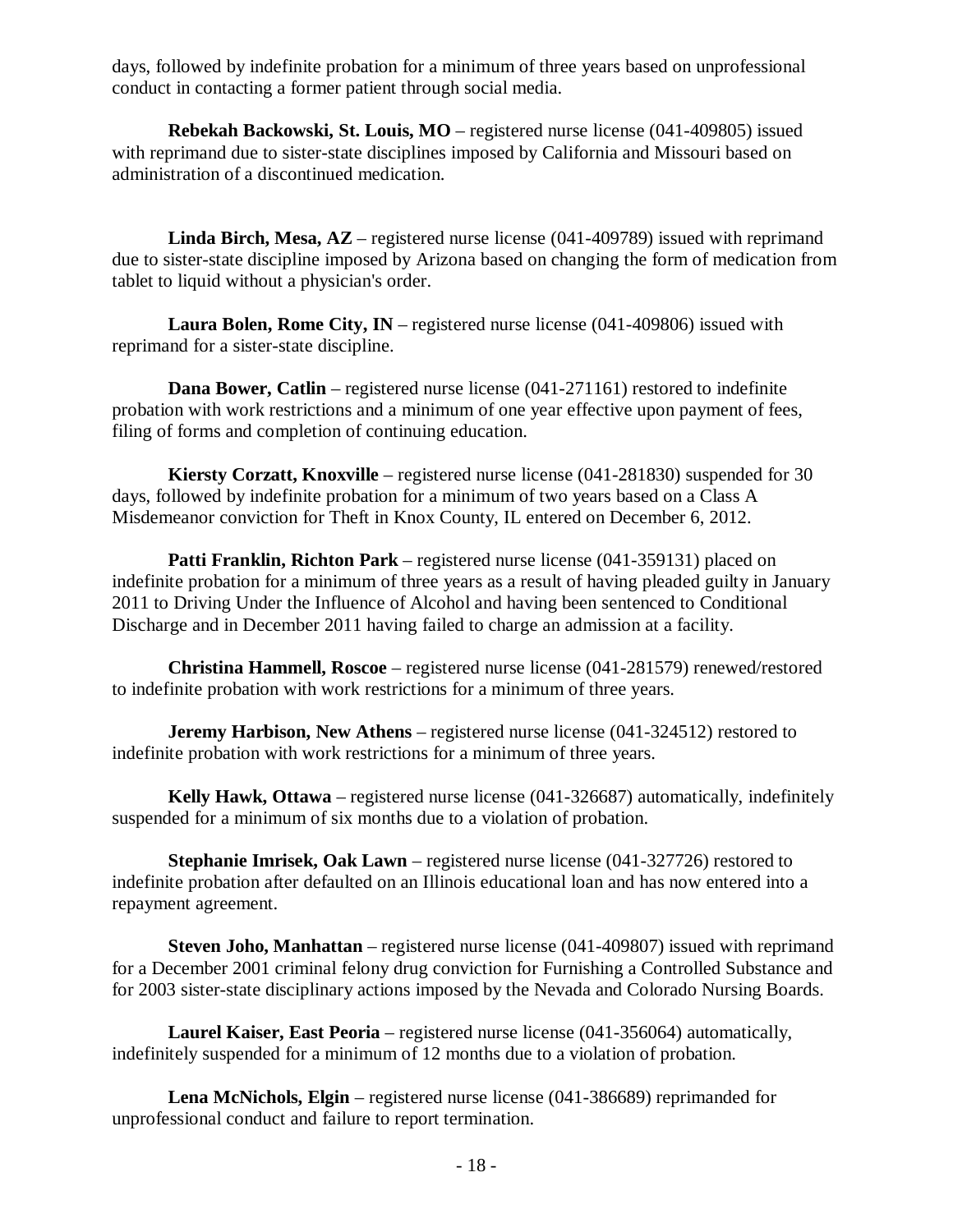days, followed by indefinite probation for a minimum of three years based on unprofessional conduct in contacting a former patient through social media.

**Rebekah Backowski, St. Louis, MO** – registered nurse license (041-409805) issued with reprimand due to sister-state disciplines imposed by California and Missouri based on administration of a discontinued medication.

**Linda Birch, Mesa, AZ** – registered nurse license (041-409789) issued with reprimand due to sister-state discipline imposed by Arizona based on changing the form of medication from tablet to liquid without a physician's order.

**Laura Bolen, Rome City, IN** – registered nurse license (041-409806) issued with reprimand for a sister-state discipline.

**Dana Bower, Catlin** – registered nurse license (041-271161) restored to indefinite probation with work restrictions and a minimum of one year effective upon payment of fees, filing of forms and completion of continuing education.

**Kiersty Corzatt, Knoxville** – registered nurse license (041-281830) suspended for 30 days, followed by indefinite probation for a minimum of two years based on a Class A Misdemeanor conviction for Theft in Knox County, IL entered on December 6, 2012.

**Patti Franklin, Richton Park** – registered nurse license (041-359131) placed on indefinite probation for a minimum of three years as a result of having pleaded guilty in January 2011 to Driving Under the Influence of Alcohol and having been sentenced to Conditional Discharge and in December 2011 having failed to charge an admission at a facility.

**Christina Hammell, Roscoe** – registered nurse license (041-281579) renewed/restored to indefinite probation with work restrictions for a minimum of three years.

**Jeremy Harbison, New Athens** – registered nurse license (041-324512) restored to indefinite probation with work restrictions for a minimum of three years.

**Kelly Hawk, Ottawa** – registered nurse license (041-326687) automatically, indefinitely suspended for a minimum of six months due to a violation of probation.

**Stephanie Imrisek, Oak Lawn** – registered nurse license (041-327726) restored to indefinite probation after defaulted on an Illinois educational loan and has now entered into a repayment agreement.

**Steven Joho, Manhattan** – registered nurse license (041-409807) issued with reprimand for a December 2001 criminal felony drug conviction for Furnishing a Controlled Substance and for 2003 sister-state disciplinary actions imposed by the Nevada and Colorado Nursing Boards.

**Laurel Kaiser, East Peoria** – registered nurse license (041-356064) automatically, indefinitely suspended for a minimum of 12 months due to a violation of probation.

**Lena McNichols, Elgin** – registered nurse license (041-386689) reprimanded for unprofessional conduct and failure to report termination.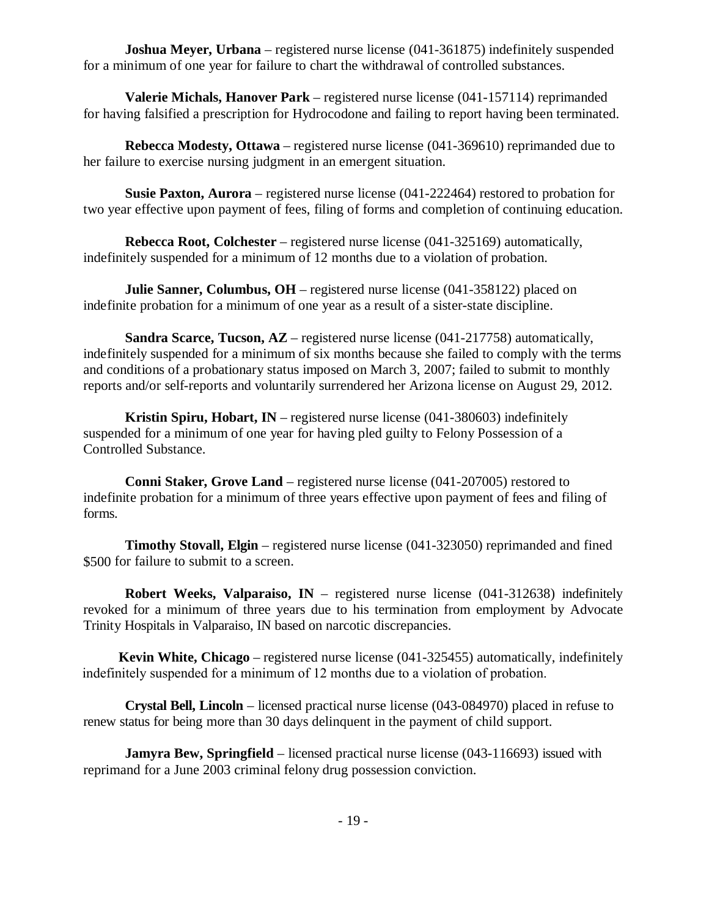**Joshua Meyer, Urbana** – registered nurse license (041-361875) indefinitely suspended for a minimum of one year for failure to chart the withdrawal of controlled substances.

**Valerie Michals, Hanover Park** – registered nurse license (041-157114) reprimanded for having falsified a prescription for Hydrocodone and failing to report having been terminated.

**Rebecca Modesty, Ottawa** – registered nurse license (041-369610) reprimanded due to her failure to exercise nursing judgment in an emergent situation.

**Susie Paxton, Aurora** – registered nurse license (041-222464) restored to probation for two year effective upon payment of fees, filing of forms and completion of continuing education.

**Rebecca Root, Colchester** – registered nurse license (041-325169) automatically, indefinitely suspended for a minimum of 12 months due to a violation of probation.

**Julie Sanner, Columbus, OH** – registered nurse license (041-358122) placed on indefinite probation for a minimum of one year as a result of a sister-state discipline.

**Sandra Scarce, Tucson, AZ** – registered nurse license (041-217758) automatically, indefinitely suspended for a minimum of six months because she failed to comply with the terms and conditions of a probationary status imposed on March 3, 2007; failed to submit to monthly reports and/or self-reports and voluntarily surrendered her Arizona license on August 29, 2012.

**Kristin Spiru, Hobart, IN** – registered nurse license (041-380603) indefinitely suspended for a minimum of one year for having pled guilty to Felony Possession of a Controlled Substance.

**Conni Staker, Grove Land** – registered nurse license (041-207005) restored to indefinite probation for a minimum of three years effective upon payment of fees and filing of forms.

**Timothy Stovall, Elgin** – registered nurse license (041-323050) reprimanded and fined $500 for failure to submit to a screen.

**Robert Weeks, Valparaiso, IN** – registered nurse license (041-312638) indefinitely revoked for a minimum of three years due to his termination from employment by Advocate Trinity Hospitals in Valparaiso, IN based on narcotic discrepancies.

**Kevin White, Chicago** – registered nurse license (041-325455) automatically, indefinitely indefinitely suspended for a minimum of 12 months due to a violation of probation.

**Crystal Bell, Lincoln** – licensed practical nurse license (043-084970) placed in refuse to renew status for being more than 30 days delinquent in the payment of child support.

**Jamyra Bew, Springfield** – licensed practical nurse license (043-116693) issued with reprimand for a June 2003 criminal felony drug possession conviction.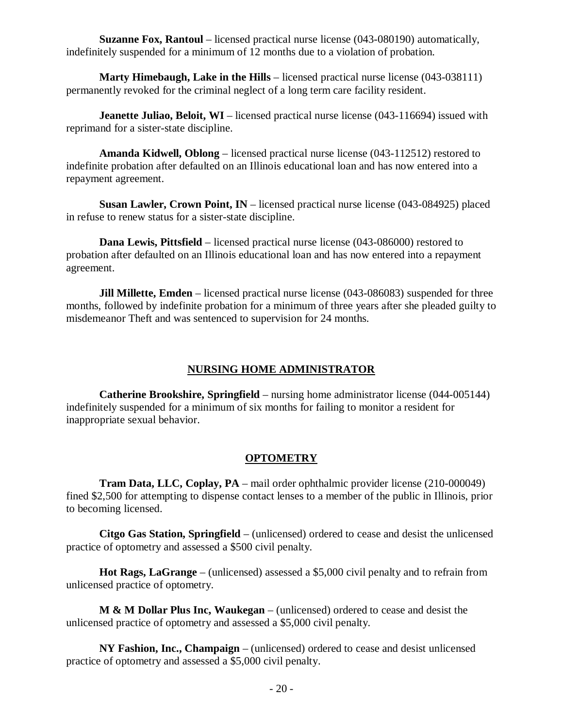**Suzanne Fox, Rantoul** – licensed practical nurse license (043-080190) automatically, indefinitely suspended for a minimum of 12 months due to a violation of probation.

**Marty Himebaugh, Lake in the Hills** – licensed practical nurse license (043-038111) permanently revoked for the criminal neglect of a long term care facility resident.

**Jeanette Juliao, Beloit, WI** – licensed practical nurse license (043-116694) issued with reprimand for a sister-state discipline.

**Amanda Kidwell, Oblong** – licensed practical nurse license (043-112512) restored to indefinite probation after defaulted on an Illinois educational loan and has now entered into a repayment agreement.

**Susan Lawler, Crown Point, IN** – licensed practical nurse license (043-084925) placed in refuse to renew status for a sister-state discipline.

**Dana Lewis, Pittsfield** – licensed practical nurse license (043-086000) restored to probation after defaulted on an Illinois educational loan and has now entered into a repayment agreement.

**Jill Millette, Emden** – licensed practical nurse license (043-086083) suspended for three months, followed by indefinite probation for a minimum of three years after she pleaded guilty to misdemeanor Theft and was sentenced to supervision for 24 months.

## NURSING HOME ADMINISTRATOR

**Catherine Brookshire, Springfield** – nursing home administrator license (044-005144) indefinitely suspended for a minimum of six months for failing to monitor a resident for inappropriate sexual behavior.

## OPTOMETRY

**Tram Data, LLC, Coplay, PA** – mail order ophthalmic provider license (210-000049) fined $2,500 for attempting to dispense contact lenses to a member of the public in Illinois, prior to becoming licensed.

**Citgo Gas Station, Springfield** – (unlicensed) ordered to cease and desist the unlicensed practice of optometry and assessed a $500 civil penalty.

**Hot Rags, LaGrange** – (unlicensed) assessed a $5,000 civil penalty and to refrain from unlicensed practice of optometry.

**M & M Dollar Plus Inc, Waukegan** – (unlicensed) ordered to cease and desist the unlicensed practice of optometry and assessed a $5,000 civil penalty.

**NY Fashion, Inc., Champaign** – (unlicensed) ordered to cease and desist unlicensed practice of optometry and assessed a $5,000 civil penalty.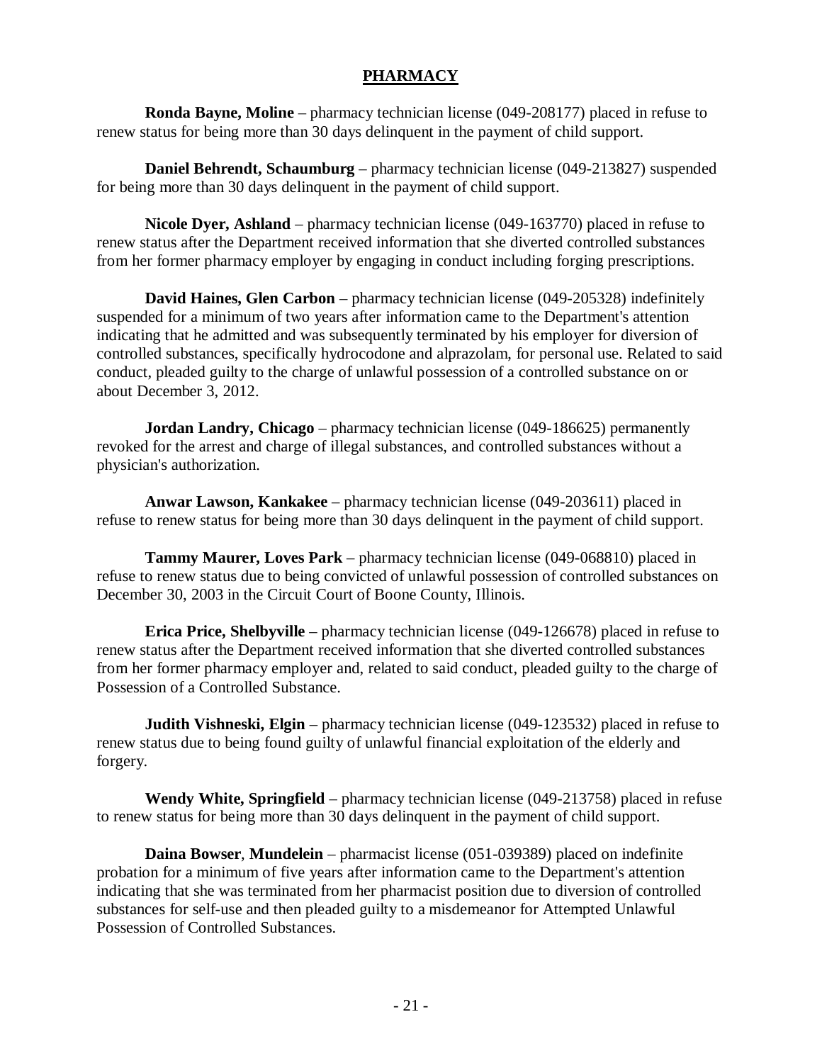## PHARMACY

**Ronda Bayne, Moline** – pharmacy technician license (049-208177) placed in refuse to renew status for being more than 30 days delinquent in the payment of child support.

**Daniel Behrendt, Schaumburg** – pharmacy technician license (049-213827) suspended for being more than 30 days delinquent in the payment of child support.

**Nicole Dyer, Ashland** – pharmacy technician license (049-163770) placed in refuse to renew status after the Department received information that she diverted controlled substances from her former pharmacy employer by engaging in conduct including forging prescriptions.

**David Haines, Glen Carbon** – pharmacy technician license (049-205328) indefinitely suspended for a minimum of two years after information came to the Department's attention indicating that he admitted and was subsequently terminated by his employer for diversion of controlled substances, specifically hydrocodone and alprazolam, for personal use. Related to said conduct, pleaded guilty to the charge of unlawful possession of a controlled substance on or about December 3, 2012.

**Jordan Landry, Chicago** – pharmacy technician license (049-186625) permanently revoked for the arrest and charge of illegal substances, and controlled substances without a physician's authorization.

**Anwar Lawson, Kankakee** – pharmacy technician license (049-203611) placed in refuse to renew status for being more than 30 days delinquent in the payment of child support.

**Tammy Maurer, Loves Park** – pharmacy technician license (049-068810) placed in refuse to renew status due to being convicted of unlawful possession of controlled substances on December 30, 2003 in the Circuit Court of Boone County, Illinois.

**Erica Price, Shelbyville** – pharmacy technician license (049-126678) placed in refuse to renew status after the Department received information that she diverted controlled substances from her former pharmacy employer and, related to said conduct, pleaded guilty to the charge of Possession of a Controlled Substance.

**Judith Vishneski, Elgin** – pharmacy technician license (049-123532) placed in refuse to renew status due to being found guilty of unlawful financial exploitation of the elderly and forgery.

**Wendy White, Springfield** – pharmacy technician license (049-213758) placed in refuse to renew status for being more than 30 days delinquent in the payment of child support.

**Daina Bowser**, **Mundelein** – pharmacist license (051-039389) placed on indefinite probation for a minimum of five years after information came to the Department's attention indicating that she was terminated from her pharmacist position due to diversion of controlled substances for self-use and then pleaded guilty to a misdemeanor for Attempted Unlawful Possession of Controlled Substances.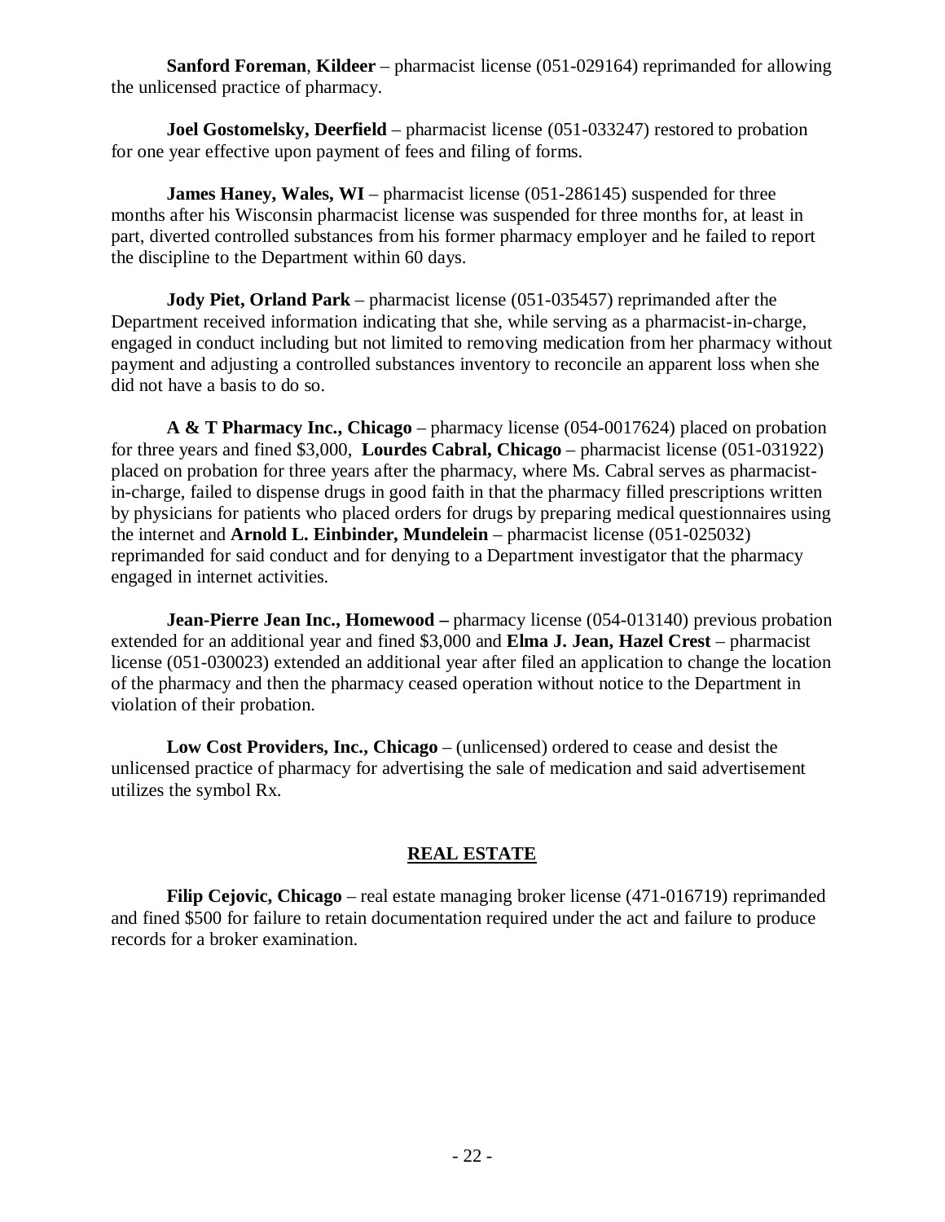**Sanford Foreman**, **Kildeer** – pharmacist license (051-029164) reprimanded for allowing the unlicensed practice of pharmacy.

**Joel Gostomelsky, Deerfield** – pharmacist license (051-033247) restored to probation for one year effective upon payment of fees and filing of forms.

**James Haney, Wales, WI** – pharmacist license (051-286145) suspended for three months after his Wisconsin pharmacist license was suspended for three months for, at least in part, diverted controlled substances from his former pharmacy employer and he failed to report the discipline to the Department within 60 days.

**Jody Piet, Orland Park** – pharmacist license (051-035457) reprimanded after the Department received information indicating that she, while serving as a pharmacist-in-charge, engaged in conduct including but not limited to removing medication from her pharmacy without payment and adjusting a controlled substances inventory to reconcile an apparent loss when she did not have a basis to do so.

**A & T Pharmacy Inc., Chicago** – pharmacy license (054-0017624) placed on probation for three years and fined $3,000, **Lourdes Cabral, Chicago** – pharmacist license (051-031922) placed on probation for three years after the pharmacy, where Ms. Cabral serves as pharmacist-in-charge, failed to dispense drugs in good faith in that the pharmacy filled prescriptions written by physicians for patients who placed orders for drugs by preparing medical questionnaires using the internet and **Arnold L. Einbinder, Mundelein** – pharmacist license (051-025032) reprimanded for said conduct and for denying to a Department investigator that the pharmacy engaged in internet activities.

**Jean-Pierre Jean Inc., Homewood –** pharmacy license (054-013140) previous probation extended for an additional year and fined $3,000 and **Elma J. Jean, Hazel Crest** – pharmacist license (051-030023) extended an additional year after filed an application to change the location of the pharmacy and then the pharmacy ceased operation without notice to the Department in violation of their probation.

**Low Cost Providers, Inc., Chicago** – (unlicensed) ordered to cease and desist the unlicensed practice of pharmacy for advertising the sale of medication and said advertisement utilizes the symbol Rx.

## REAL ESTATE

**Filip Cejovic, Chicago** – real estate managing broker license (471-016719) reprimanded and fined $500 for failure to retain documentation required under the act and failure to produce records for a broker examination.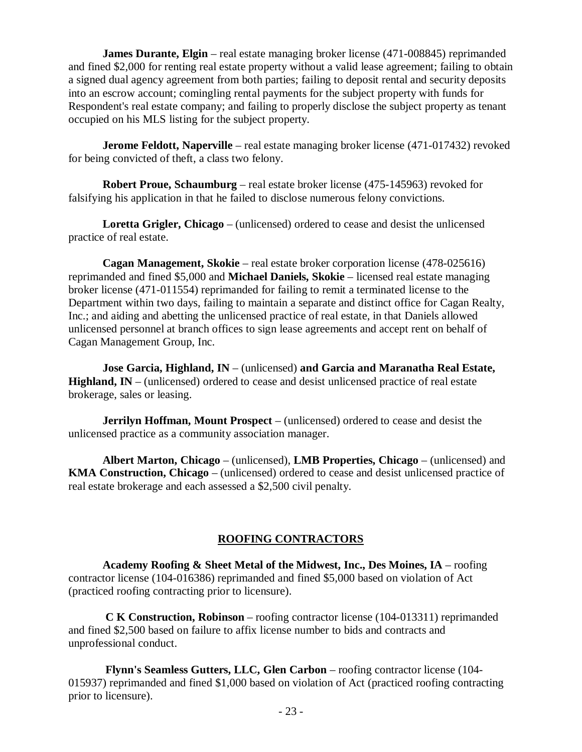**James Durante, Elgin** – real estate managing broker license (471-008845) reprimanded and fined $2,000 for renting real estate property without a valid lease agreement; failing to obtain a signed dual agency agreement from both parties; failing to deposit rental and security deposits into an escrow account; comingling rental payments for the subject property with funds for Respondent's real estate company; and failing to properly disclose the subject property as tenant occupied on his MLS listing for the subject property.

**Jerome Feldott, Naperville** – real estate managing broker license (471-017432) revoked for being convicted of theft, a class two felony.

**Robert Proue, Schaumburg** – real estate broker license (475-145963) revoked for falsifying his application in that he failed to disclose numerous felony convictions.

**Loretta Grigler, Chicago** – (unlicensed) ordered to cease and desist the unlicensed practice of real estate.

**Cagan Management, Skokie** – real estate broker corporation license (478-025616) reprimanded and fined $5,000 and **Michael Daniels, Skokie** – licensed real estate managing broker license (471-011554) reprimanded for failing to remit a terminated license to the Department within two days, failing to maintain a separate and distinct office for Cagan Realty, Inc.; and aiding and abetting the unlicensed practice of real estate, in that Daniels allowed unlicensed personnel at branch offices to sign lease agreements and accept rent on behalf of Cagan Management Group, Inc.

**Jose Garcia, Highland, IN** – (unlicensed) **and Garcia and Maranatha Real Estate, Highland, IN** – (unlicensed) ordered to cease and desist unlicensed practice of real estate brokerage, sales or leasing.

**Jerrilyn Hoffman, Mount Prospect** – (unlicensed) ordered to cease and desist the unlicensed practice as a community association manager.

**Albert Marton, Chicago** – (unlicensed), **LMB Properties, Chicago** – (unlicensed) and **KMA Construction, Chicago** – (unlicensed) ordered to cease and desist unlicensed practice of real estate brokerage and each assessed a $2,500 civil penalty.

## ROOFING CONTRACTORS

**Academy Roofing & Sheet Metal of the Midwest, Inc., Des Moines, IA** – roofing contractor license (104-016386) reprimanded and fined $5,000 based on violation of Act (practiced roofing contracting prior to licensure).

**C K Construction, Robinson** – roofing contractor license (104-013311) reprimanded and fined $2,500 based on failure to affix license number to bids and contracts and unprofessional conduct.

**Flynn's Seamless Gutters, LLC, Glen Carbon** – roofing contractor license (104-015937) reprimanded and fined $1,000 based on violation of Act (practiced roofing contracting prior to licensure).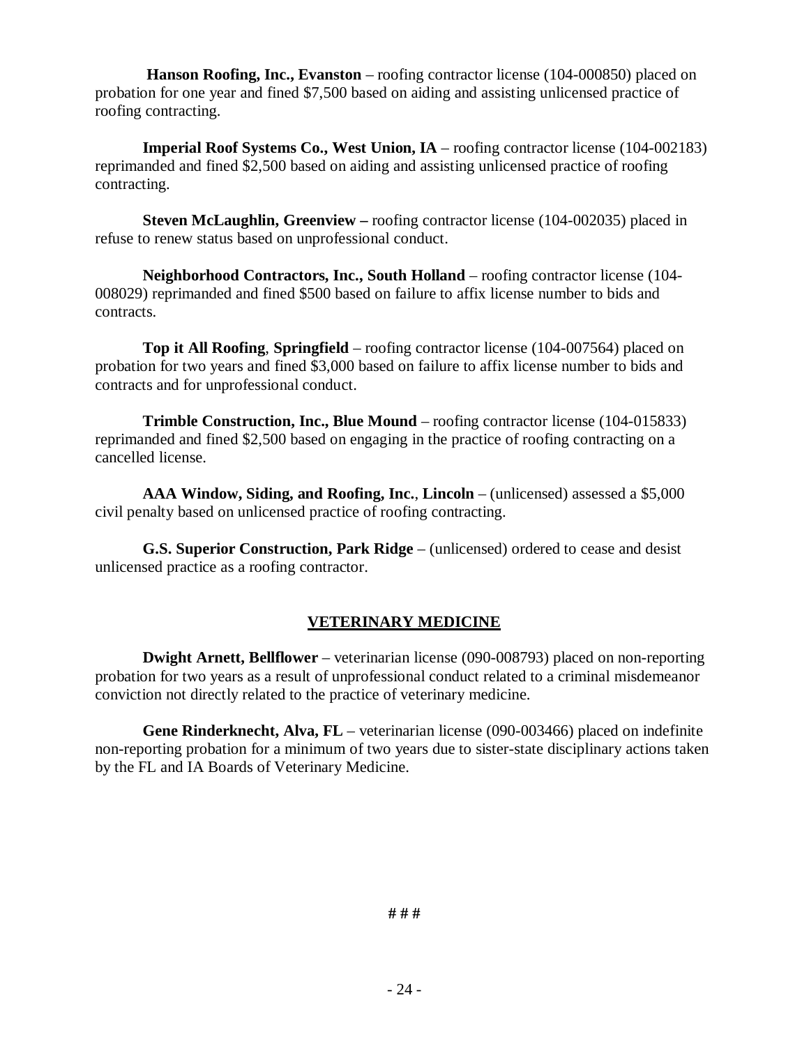**Hanson Roofing, Inc., Evanston** – roofing contractor license (104-000850) placed on probation for one year and fined $7,500 based on aiding and assisting unlicensed practice of roofing contracting.

**Imperial Roof Systems Co., West Union, IA** – roofing contractor license (104-002183) reprimanded and fined $2,500 based on aiding and assisting unlicensed practice of roofing contracting.

**Steven McLaughlin, Greenview –** roofing contractor license (104-002035) placed in refuse to renew status based on unprofessional conduct.

**Neighborhood Contractors, Inc., South Holland** – roofing contractor license (104-008029) reprimanded and fined $500 based on failure to affix license number to bids and contracts.

**Top it All Roofing**, **Springfield** – roofing contractor license (104-007564) placed on probation for two years and fined $3,000 based on failure to affix license number to bids and contracts and for unprofessional conduct.

**Trimble Construction, Inc., Blue Mound** – roofing contractor license (104-015833) reprimanded and fined $2,500 based on engaging in the practice of roofing contracting on a cancelled license.

**AAA Window, Siding, and Roofing, Inc.**, **Lincoln** – (unlicensed) assessed a $5,000 civil penalty based on unlicensed practice of roofing contracting.

**G.S. Superior Construction, Park Ridge** – (unlicensed) ordered to cease and desist unlicensed practice as a roofing contractor.

## VETERINARY MEDICINE

**Dwight Arnett, Bellflower** – veterinarian license (090-008793) placed on non-reporting probation for two years as a result of unprofessional conduct related to a criminal misdemeanor conviction not directly related to the practice of veterinary medicine.

**Gene Rinderknecht, Alva, FL** – veterinarian license (090-003466) placed on indefinite non-reporting probation for a minimum of two years due to sister-state disciplinary actions taken by the FL and IA Boards of Veterinary Medicine.

# # #